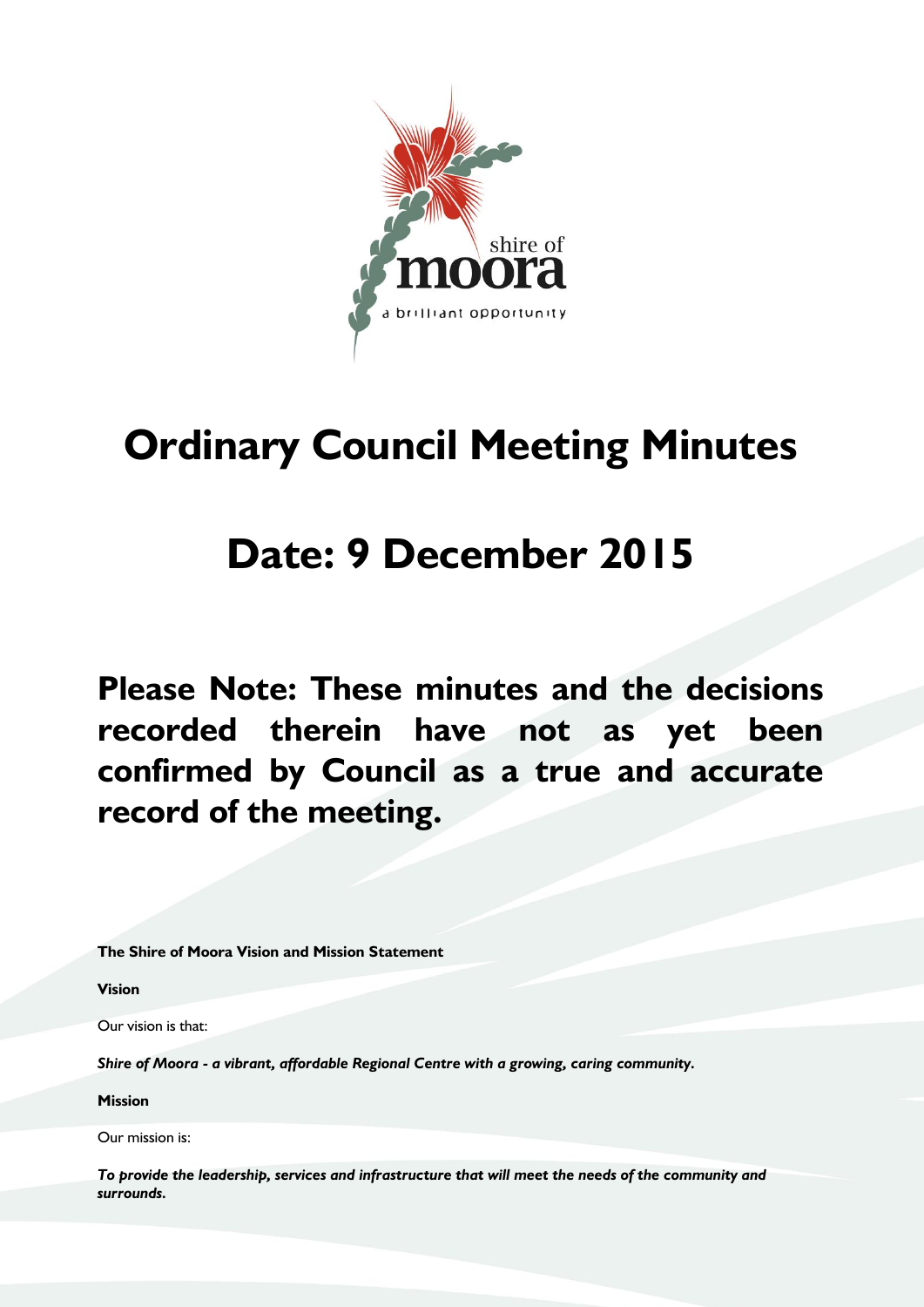shire of
moora
a brilliant opportunity

# Ordinary Council Meeting Minutes

# Date: 9 December 2015

## Please Note: These minutes and the decisions recorded therein have not as yet been confirmed by Council as a true and accurate record of the meeting.

**The Shire of Moora Vision and Mission Statement**

**Vision**

Our vision is that:

***Shire of Moora - a vibrant, affordable Regional Centre with a growing, caring community.***

**Mission**

Our mission is:

***To provide the leadership, services and infrastructure that will meet the needs of the community and surrounds.***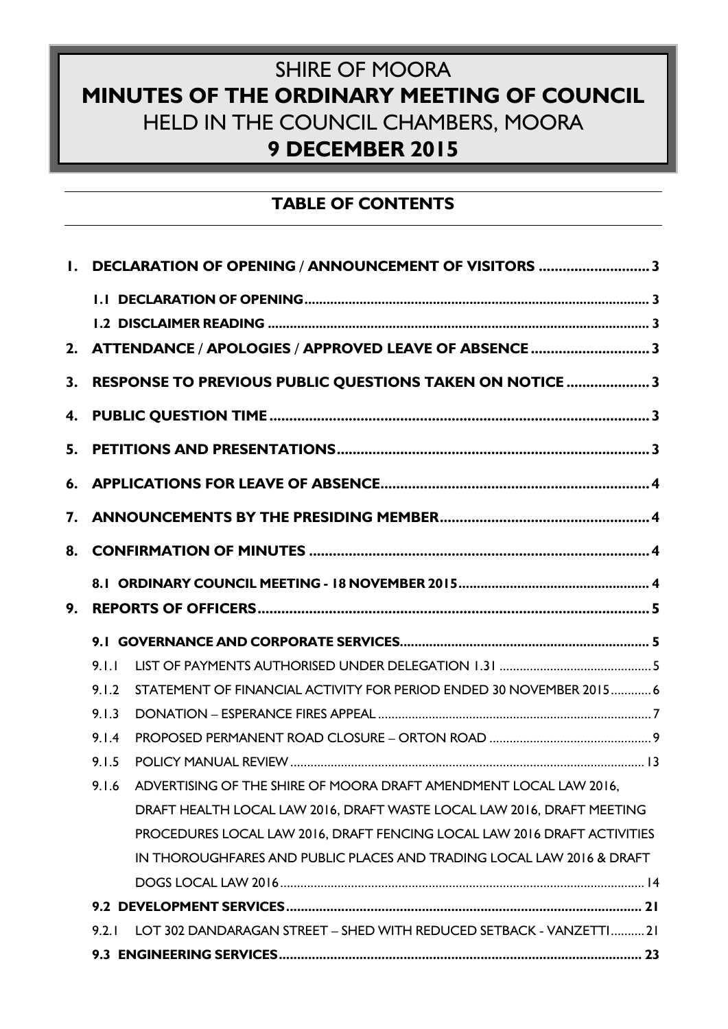# SHIRE OF MOORA
# MINUTES OF THE ORDINARY MEETING OF COUNCIL
# HELD IN THE COUNCIL CHAMBERS, MOORA
# 9 DECEMBER 2015

## TABLE OF CONTENTS

**1. DECLARATION OF OPENING / ANNOUNCEMENT OF VISITORS ............................ 3**

- **1.1 DECLARATION OF OPENING ............................................................................ 3**
- **1.2 DISCLAIMER READING ...................................................................................... 3**

**2. ATTENDANCE / APOLOGIES / APPROVED LEAVE OF ABSENCE .............................. 3**

**3. RESPONSE TO PREVIOUS PUBLIC QUESTIONS TAKEN ON NOTICE ..................... 3**

**4. PUBLIC QUESTION TIME .................................................................................. 3**

**5. PETITIONS AND PRESENTATIONS ...................................................................... 3**

**6. APPLICATIONS FOR LEAVE OF ABSENCE ............................................................ 4**

**7. ANNOUNCEMENTS BY THE PRESIDING MEMBER .................................................. 4**

**8. CONFIRMATION OF MINUTES ............................................................................ 4**

- **8.1 ORDINARY COUNCIL MEETING - 18 NOVEMBER 2015 .......................................... 4**

**9. REPORTS OF OFFICERS ...................................................................................... 5**

- **9.1 GOVERNANCE AND CORPORATE SERVICES ........................................................ 5**
  - 9.1.1 LIST OF PAYMENTS AUTHORISED UNDER DELEGATION 1.31 ................................ 5
  - 9.1.2 STATEMENT OF FINANCIAL ACTIVITY FOR PERIOD ENDED 30 NOVEMBER 2015 ............ 6
  - 9.1.3 DONATION – ESPERANCE FIRES APPEAL ........................................................ 7
  - 9.1.4 PROPOSED PERMANENT ROAD CLOSURE – ORTON ROAD .................................... 9
  - 9.1.5 POLICY MANUAL REVIEW ........................................................................... 13
  - 9.1.6 ADVERTISING OF THE SHIRE OF MOORA DRAFT AMENDMENT LOCAL LAW 2016, DRAFT HEALTH LOCAL LAW 2016, DRAFT WASTE LOCAL LAW 2016, DRAFT MEETING PROCEDURES LOCAL LAW 2016, DRAFT FENCING LOCAL LAW 2016 DRAFT ACTIVITIES IN THOROUGHFARES AND PUBLIC PLACES AND TRADING LOCAL LAW 2016 & DRAFT DOGS LOCAL LAW 2016 ........................................................................ 14
- **9.2 DEVELOPMENT SERVICES .................................................................................. 21**
  - 9.2.1 LOT 302 DANDARAGAN STREET – SHED WITH REDUCED SETBACK - VANZETTI .......... 21
- **9.3 ENGINEERING SERVICES .................................................................................... 23**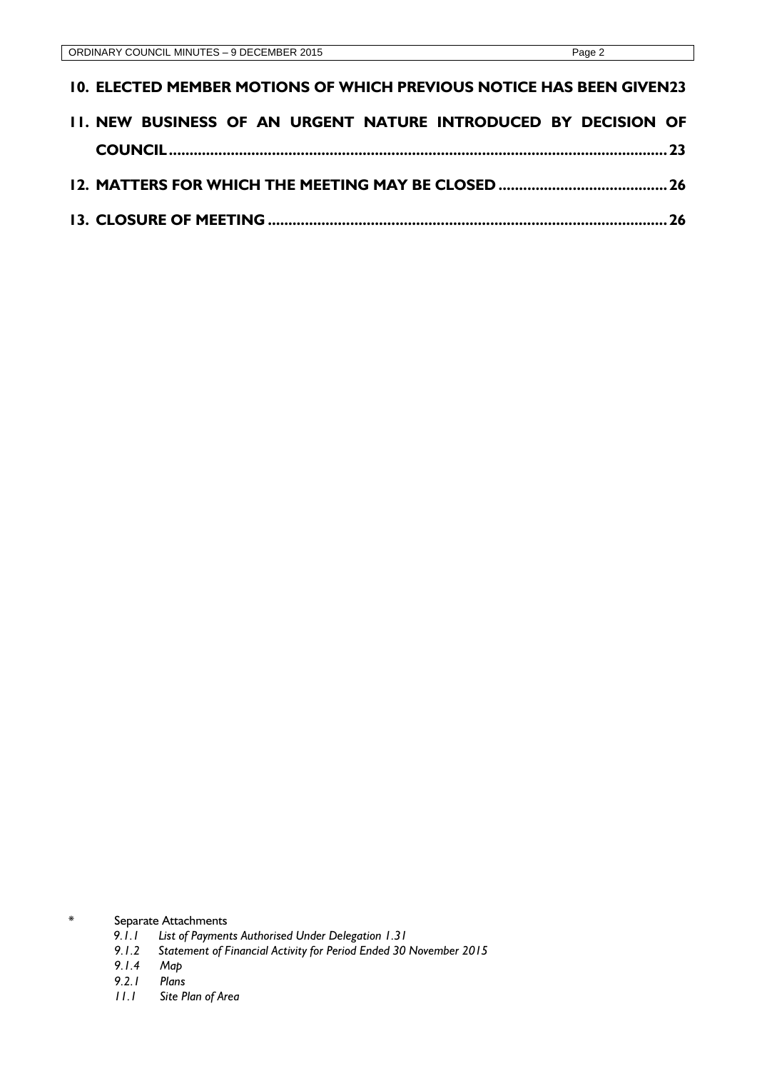**10. ELECTED MEMBER MOTIONS OF WHICH PREVIOUS NOTICE HAS BEEN GIVEN23**

**11. NEW BUSINESS OF AN URGENT NATURE INTRODUCED BY DECISION OF COUNCIL.......................................................................................................................23**

**12. MATTERS FOR WHICH THE MEETING MAY BE CLOSED.........................................26**

**13. CLOSURE OF MEETING.................................................................................................26**

\* Separate Attachments

*9.1.1 List of Payments Authorised Under Delegation 1.31*
*9.1.2 Statement of Financial Activity for Period Ended 30 November 2015*
*9.1.4 Map*
*9.2.1 Plans*
*11.1 Site Plan of Area*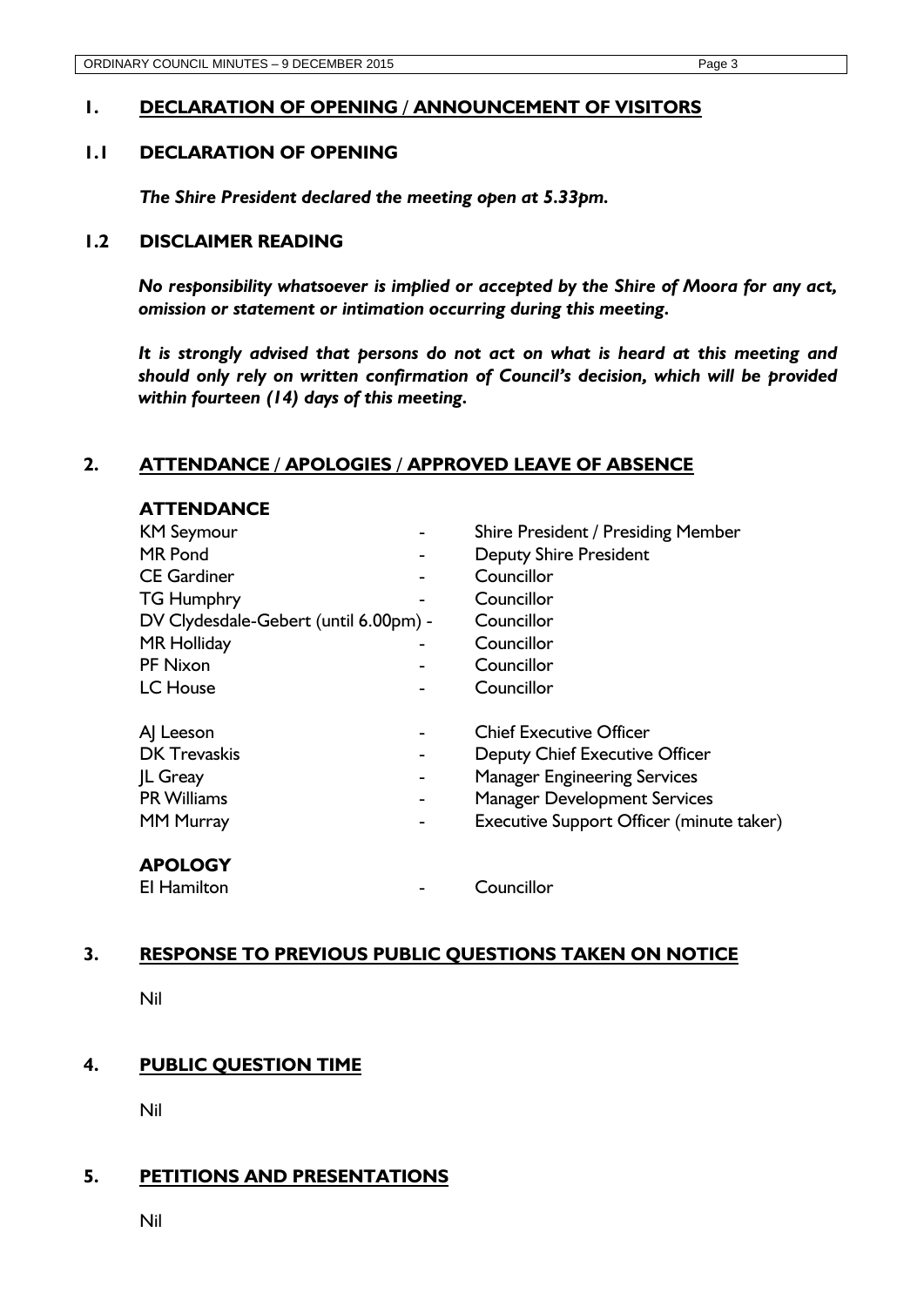# 1. DECLARATION OF OPENING / ANNOUNCEMENT OF VISITORS

## 1.1 DECLARATION OF OPENING

***The Shire President declared the meeting open at 5.33pm.***

## 1.2 DISCLAIMER READING

***No responsibility whatsoever is implied or accepted by the Shire of Moora for any act, omission or statement or intimation occurring during this meeting.***

***It is strongly advised that persons do not act on what is heard at this meeting and should only rely on written confirmation of Council's decision, which will be provided within fourteen (14) days of this meeting.***

# 2. ATTENDANCE / APOLOGIES / APPROVED LEAVE OF ABSENCE

**ATTENDANCE**

| | | |
|---|---|---|
| KM Seymour | - | Shire President / Presiding Member |
| MR Pond | - | Deputy Shire President |
| CE Gardiner | - | Councillor |
| TG Humphry | - | Councillor |
| DV Clydesdale-Gebert (until 6.00pm) | - | Councillor |
| MR Holliday | - | Councillor |
| PF Nixon | - | Councillor |
| LC House | - | Councillor |
| | | |
| AJ Leeson | - | Chief Executive Officer |
| DK Trevaskis | - | Deputy Chief Executive Officer |
| JL Greay | - | Manager Engineering Services |
| PR Williams | - | Manager Development Services |
| MM Murray | - | Executive Support Officer (minute taker) |

**APOLOGY**

| | | |
|---|---|---|
| EI Hamilton | - | Councillor |

# 3. RESPONSE TO PREVIOUS PUBLIC QUESTIONS TAKEN ON NOTICE

Nil

# 4. PUBLIC QUESTION TIME

Nil

# 5. PETITIONS AND PRESENTATIONS

Nil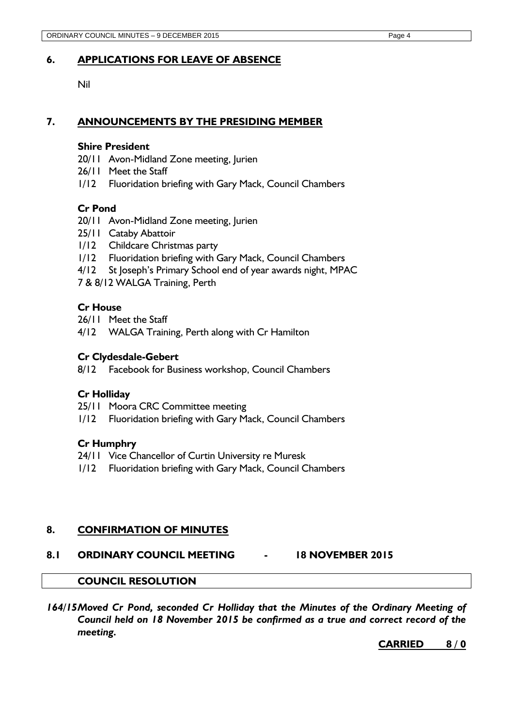## 6. APPLICATIONS FOR LEAVE OF ABSENCE

Nil

## 7. ANNOUNCEMENTS BY THE PRESIDING MEMBER

**Shire President**

20/11 Avon-Midland Zone meeting, Jurien
26/11 Meet the Staff
1/12 Fluoridation briefing with Gary Mack, Council Chambers

**Cr Pond**

20/11 Avon-Midland Zone meeting, Jurien
25/11 Cataby Abattoir
1/12 Childcare Christmas party
1/12 Fluoridation briefing with Gary Mack, Council Chambers
4/12 St Joseph's Primary School end of year awards night, MPAC
7 & 8/12 WALGA Training, Perth

**Cr House**

26/11 Meet the Staff
4/12 WALGA Training, Perth along with Cr Hamilton

**Cr Clydesdale-Gebert**

8/12 Facebook for Business workshop, Council Chambers

**Cr Holliday**

25/11 Moora CRC Committee meeting
1/12 Fluoridation briefing with Gary Mack, Council Chambers

**Cr Humphry**

24/11 Vice Chancellor of Curtin University re Muresk
1/12 Fluoridation briefing with Gary Mack, Council Chambers

## 8. CONFIRMATION OF MINUTES

### 8.1 ORDINARY COUNCIL MEETING - 18 NOVEMBER 2015

**COUNCIL RESOLUTION**

***164/15 Moved Cr Pond, seconded Cr Holliday that the Minutes of the Ordinary Meeting of Council held on 18 November 2015 be confirmed as a true and correct record of the meeting.***

**CARRIED 8 / 0**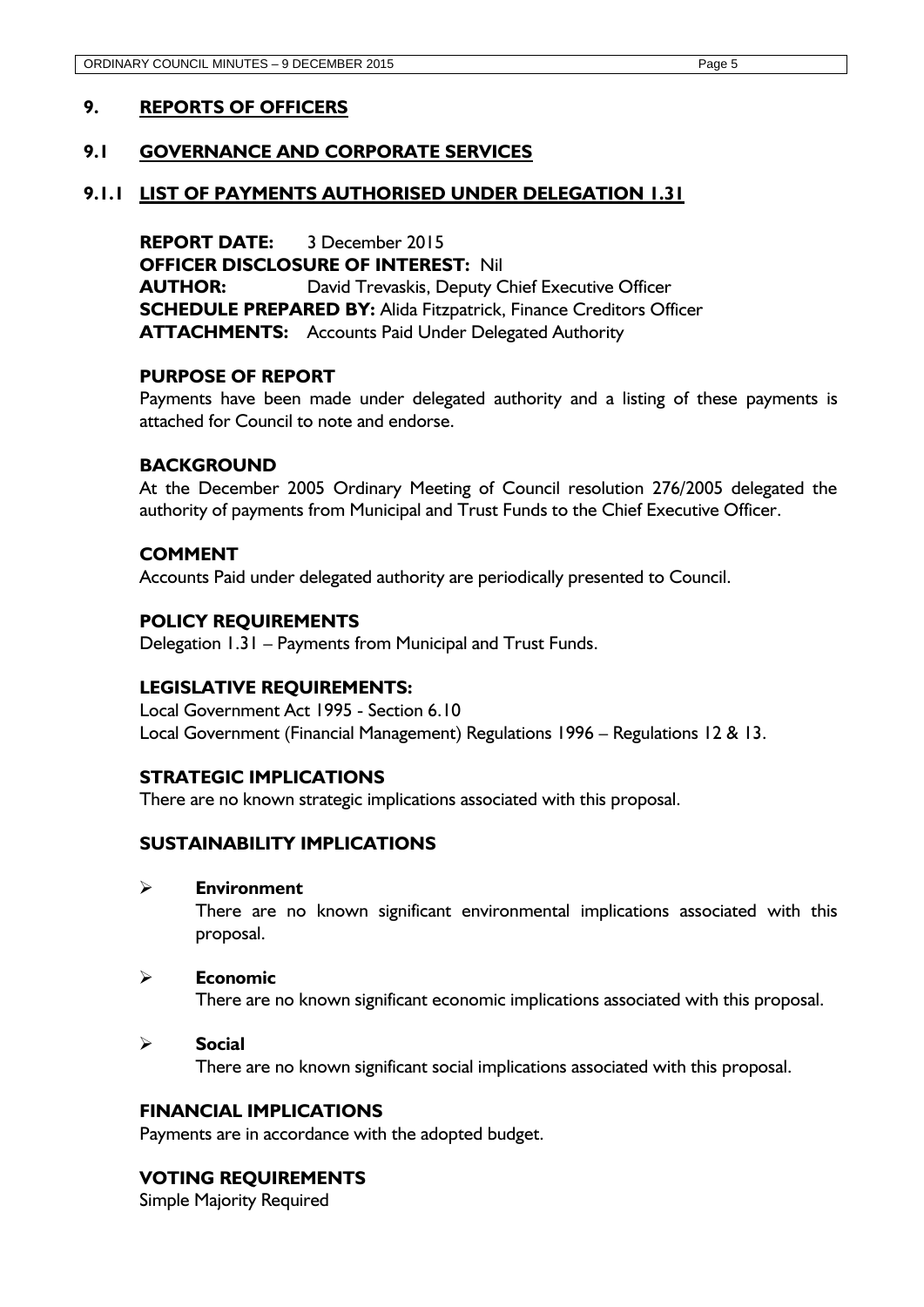## 9. REPORTS OF OFFICERS

## 9.1 GOVERNANCE AND CORPORATE SERVICES

### 9.1.1 LIST OF PAYMENTS AUTHORISED UNDER DELEGATION 1.31

**REPORT DATE:** 3 December 2015
**OFFICER DISCLOSURE OF INTEREST:** Nil
**AUTHOR:** David Trevaskis, Deputy Chief Executive Officer
**SCHEDULE PREPARED BY:** Alida Fitzpatrick, Finance Creditors Officer
**ATTACHMENTS:** Accounts Paid Under Delegated Authority

**PURPOSE OF REPORT**

Payments have been made under delegated authority and a listing of these payments is attached for Council to note and endorse.

**BACKGROUND**

At the December 2005 Ordinary Meeting of Council resolution 276/2005 delegated the authority of payments from Municipal and Trust Funds to the Chief Executive Officer.

**COMMENT**

Accounts Paid under delegated authority are periodically presented to Council.

**POLICY REQUIREMENTS**

Delegation 1.31 – Payments from Municipal and Trust Funds.

**LEGISLATIVE REQUIREMENTS:**

Local Government Act 1995 - Section 6.10
Local Government (Financial Management) Regulations 1996 – Regulations 12 & 13.

**STRATEGIC IMPLICATIONS**

There are no known strategic implications associated with this proposal.

**SUSTAINABILITY IMPLICATIONS**

- **Environment**
  There are no known significant environmental implications associated with this proposal.

- **Economic**
  There are no known significant economic implications associated with this proposal.

- **Social**
  There are no known significant social implications associated with this proposal.

**FINANCIAL IMPLICATIONS**

Payments are in accordance with the adopted budget.

**VOTING REQUIREMENTS**

Simple Majority Required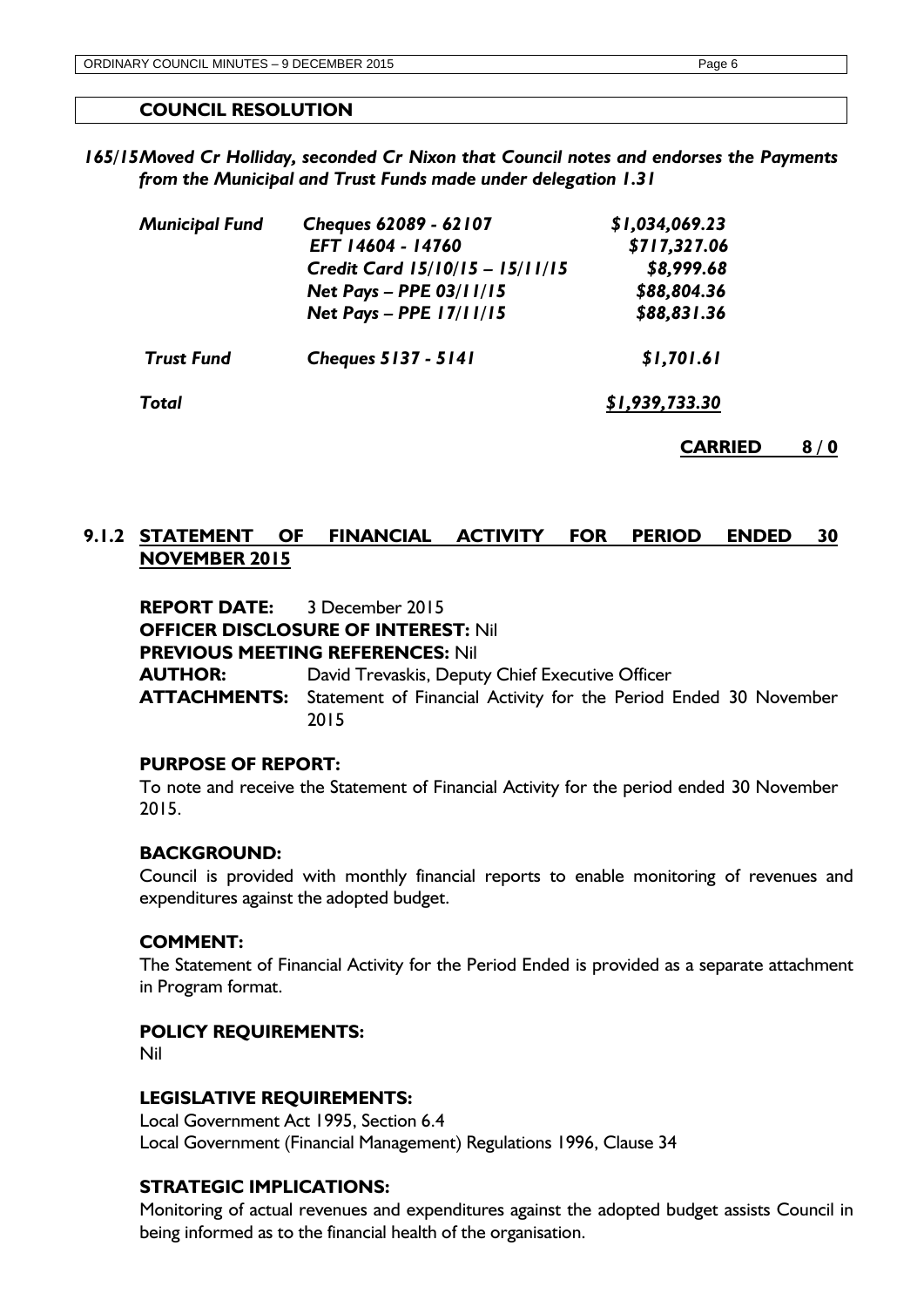## COUNCIL RESOLUTION

***165/15** Moved Cr Holliday, seconded Cr Nixon that Council notes and endorses the Payments from the Municipal and Trust Funds made under delegation 1.31*

| | | |
|---|---|---|
| *Municipal Fund* | *Cheques 62089 - 62107* | *$1,034,069.23* |
| | *EFT 14604 - 14760* | *$717,327.06* |
| | *Credit Card 15/10/15 – 15/11/15* | *$8,999.68* |
| | *Net Pays – PPE 03/11/15* | *$88,804.36* |
| | *Net Pays – PPE 17/11/15* | *$88,831.36* |
| *Trust Fund* | *Cheques 5137 - 5141* | *$1,701.61* |
| *Total* | | *$1,939,733.30* |

**CARRIED 8 / 0**

### 9.1.2 STATEMENT OF FINANCIAL ACTIVITY FOR PERIOD ENDED 30 NOVEMBER 2015

**REPORT DATE:** 3 December 2015
**OFFICER DISCLOSURE OF INTEREST:** Nil
**PREVIOUS MEETING REFERENCES:** Nil
**AUTHOR:** David Trevaskis, Deputy Chief Executive Officer
**ATTACHMENTS:** Statement of Financial Activity for the Period Ended 30 November 2015

**PURPOSE OF REPORT:**

To note and receive the Statement of Financial Activity for the period ended 30 November 2015.

**BACKGROUND:**

Council is provided with monthly financial reports to enable monitoring of revenues and expenditures against the adopted budget.

**COMMENT:**

The Statement of Financial Activity for the Period Ended is provided as a separate attachment in Program format.

**POLICY REQUIREMENTS:**

Nil

**LEGISLATIVE REQUIREMENTS:**

Local Government Act 1995, Section 6.4
Local Government (Financial Management) Regulations 1996, Clause 34

**STRATEGIC IMPLICATIONS:**

Monitoring of actual revenues and expenditures against the adopted budget assists Council in being informed as to the financial health of the organisation.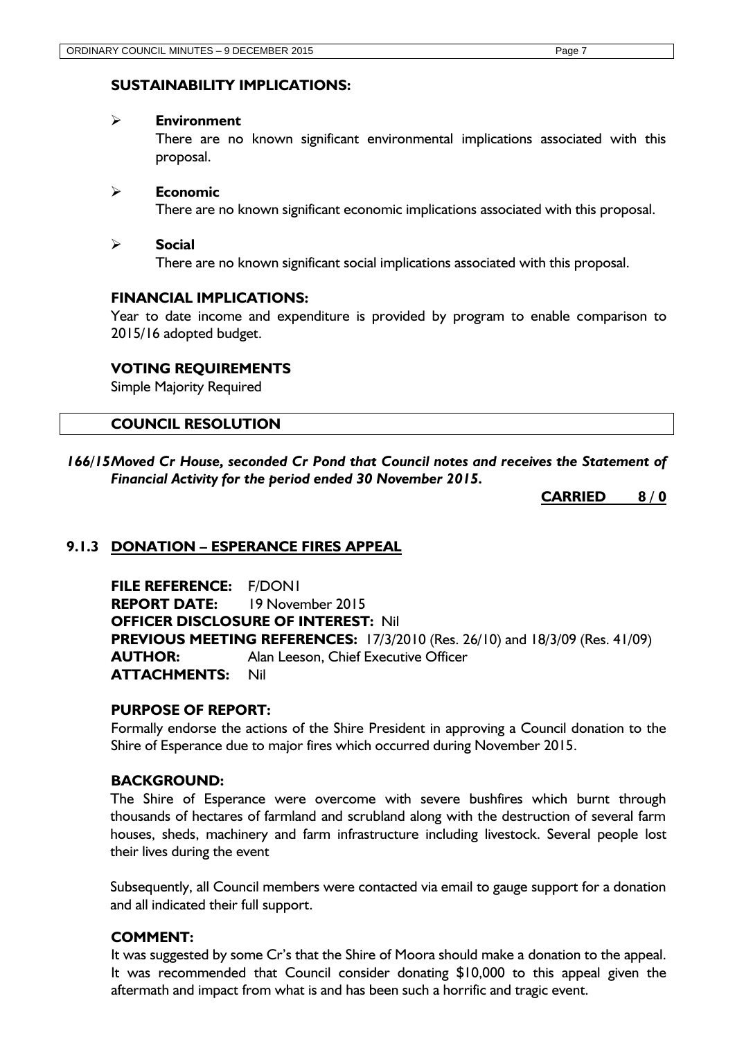### SUSTAINABILITY IMPLICATIONS:

- **Environment**
  There are no known significant environmental implications associated with this proposal.

- **Economic**
  There are no known significant economic implications associated with this proposal.

- **Social**
  There are no known significant social implications associated with this proposal.

### FINANCIAL IMPLICATIONS:

Year to date income and expenditure is provided by program to enable comparison to 2015/16 adopted budget.

### VOTING REQUIREMENTS

Simple Majority Required

### COUNCIL RESOLUTION

***166/15 Moved Cr House, seconded Cr Pond that Council notes and receives the Statement of Financial Activity for the period ended 30 November 2015.***

**CARRIED 8 / 0**

## 9.1.3 DONATION – ESPERANCE FIRES APPEAL

**FILE REFERENCE:** F/DON1
**REPORT DATE:** 19 November 2015
**OFFICER DISCLOSURE OF INTEREST:** Nil
**PREVIOUS MEETING REFERENCES:** 17/3/2010 (Res. 26/10) and 18/3/09 (Res. 41/09)
**AUTHOR:** Alan Leeson, Chief Executive Officer
**ATTACHMENTS:** Nil

### PURPOSE OF REPORT:

Formally endorse the actions of the Shire President in approving a Council donation to the Shire of Esperance due to major fires which occurred during November 2015.

### BACKGROUND:

The Shire of Esperance were overcome with severe bushfires which burnt through thousands of hectares of farmland and scrubland along with the destruction of several farm houses, sheds, machinery and farm infrastructure including livestock. Several people lost their lives during the event

Subsequently, all Council members were contacted via email to gauge support for a donation and all indicated their full support.

### COMMENT:

It was suggested by some Cr's that the Shire of Moora should make a donation to the appeal. It was recommended that Council consider donating $10,000 to this appeal given the aftermath and impact from what is and has been such a horrific and tragic event.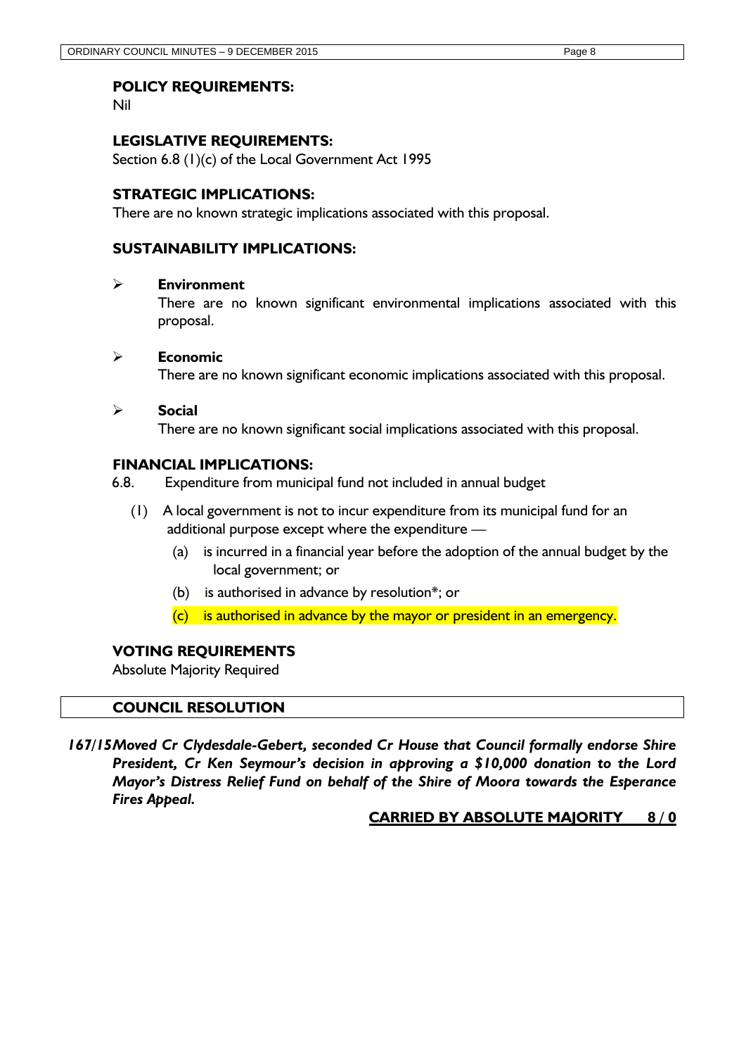### POLICY REQUIREMENTS:

Nil

### LEGISLATIVE REQUIREMENTS:

Section 6.8 (1)(c) of the Local Government Act 1995

### STRATEGIC IMPLICATIONS:

There are no known strategic implications associated with this proposal.

### SUSTAINABILITY IMPLICATIONS:

- **Environment**
  There are no known significant environmental implications associated with this proposal.

- **Economic**
  There are no known significant economic implications associated with this proposal.

- **Social**
  There are no known significant social implications associated with this proposal.

### FINANCIAL IMPLICATIONS:

6.8. Expenditure from municipal fund not included in annual budget

(1) A local government is not to incur expenditure from its municipal fund for an additional purpose except where the expenditure —

(a) is incurred in a financial year before the adoption of the annual budget by the local government; or

(b) is authorised in advance by resolution*; or

(c) is authorised in advance by the mayor or president in an emergency.

### VOTING REQUIREMENTS

Absolute Majority Required

### COUNCIL RESOLUTION

***167/15 Moved Cr Clydesdale-Gebert, seconded Cr House that Council formally endorse Shire President, Cr Ken Seymour's decision in approving a $10,000 donation to the Lord Mayor's Distress Relief Fund on behalf of the Shire of Moora towards the Esperance Fires Appeal.***

**CARRIED BY ABSOLUTE MAJORITY 8 / 0**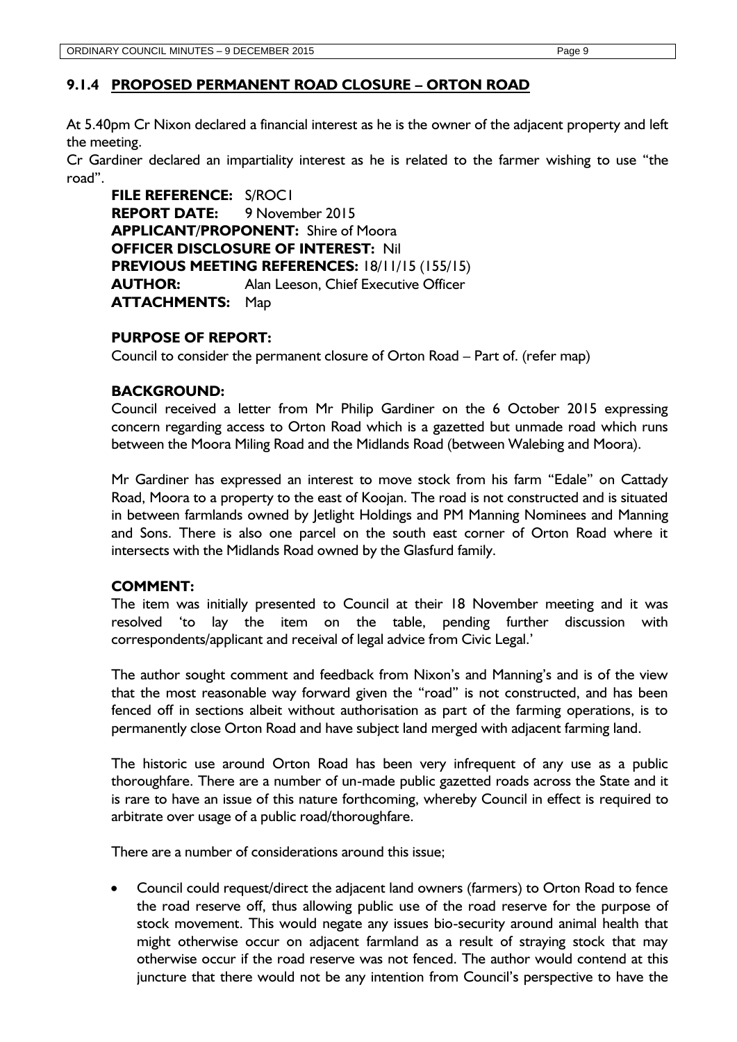## 9.1.4 PROPOSED PERMANENT ROAD CLOSURE – ORTON ROAD

At 5.40pm Cr Nixon declared a financial interest as he is the owner of the adjacent property and left the meeting.

Cr Gardiner declared an impartiality interest as he is related to the farmer wishing to use "the road".

**FILE REFERENCE:** S/ROC1
**REPORT DATE:** 9 November 2015
**APPLICANT/PROPONENT:** Shire of Moora
**OFFICER DISCLOSURE OF INTEREST:** Nil
**PREVIOUS MEETING REFERENCES:** 18/11/15 (155/15)
**AUTHOR:** Alan Leeson, Chief Executive Officer
**ATTACHMENTS:** Map

### PURPOSE OF REPORT:

Council to consider the permanent closure of Orton Road – Part of. (refer map)

### BACKGROUND:

Council received a letter from Mr Philip Gardiner on the 6 October 2015 expressing concern regarding access to Orton Road which is a gazetted but unmade road which runs between the Moora Miling Road and the Midlands Road (between Walebing and Moora).

Mr Gardiner has expressed an interest to move stock from his farm "Edale" on Cattady Road, Moora to a property to the east of Koojan. The road is not constructed and is situated in between farmlands owned by Jetlight Holdings and PM Manning Nominees and Manning and Sons. There is also one parcel on the south east corner of Orton Road where it intersects with the Midlands Road owned by the Glasfurd family.

### COMMENT:

The item was initially presented to Council at their 18 November meeting and it was resolved 'to lay the item on the table, pending further discussion with correspondents/applicant and receival of legal advice from Civic Legal.'

The author sought comment and feedback from Nixon's and Manning's and is of the view that the most reasonable way forward given the "road" is not constructed, and has been fenced off in sections albeit without authorisation as part of the farming operations, is to permanently close Orton Road and have subject land merged with adjacent farming land.

The historic use around Orton Road has been very infrequent of any use as a public thoroughfare. There are a number of un-made public gazetted roads across the State and it is rare to have an issue of this nature forthcoming, whereby Council in effect is required to arbitrate over usage of a public road/thoroughfare.

There are a number of considerations around this issue;

- Council could request/direct the adjacent land owners (farmers) to Orton Road to fence the road reserve off, thus allowing public use of the road reserve for the purpose of stock movement. This would negate any issues bio-security around animal health that might otherwise occur on adjacent farmland as a result of straying stock that may otherwise occur if the road reserve was not fenced. The author would contend at this juncture that there would not be any intention from Council's perspective to have the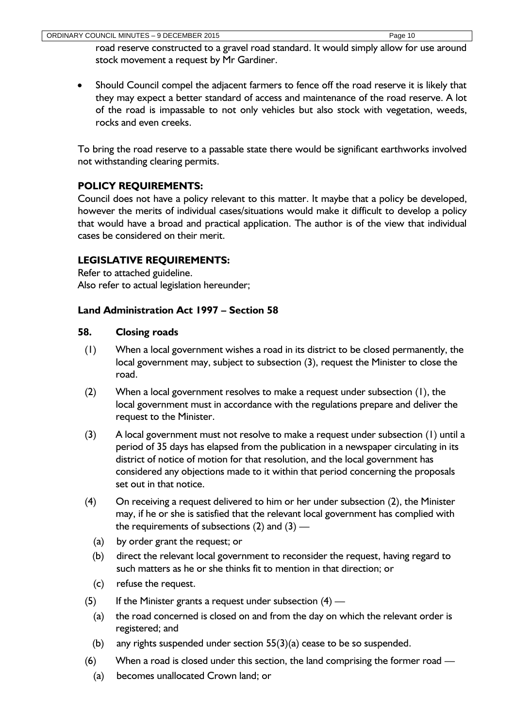road reserve constructed to a gravel road standard. It would simply allow for use around stock movement a request by Mr Gardiner.

- Should Council compel the adjacent farmers to fence off the road reserve it is likely that they may expect a better standard of access and maintenance of the road reserve. A lot of the road is impassable to not only vehicles but also stock with vegetation, weeds, rocks and even creeks.

To bring the road reserve to a passable state there would be significant earthworks involved not withstanding clearing permits.

**POLICY REQUIREMENTS:**

Council does not have a policy relevant to this matter. It maybe that a policy be developed, however the merits of individual cases/situations would make it difficult to develop a policy that would have a broad and practical application. The author is of the view that individual cases be considered on their merit.

**LEGISLATIVE REQUIREMENTS:**

Refer to attached guideline.
Also refer to actual legislation hereunder;

**Land Administration Act 1997 – Section 58**

**58. Closing roads**

(1) When a local government wishes a road in its district to be closed permanently, the local government may, subject to subsection (3), request the Minister to close the road.

(2) When a local government resolves to make a request under subsection (1), the local government must in accordance with the regulations prepare and deliver the request to the Minister.

(3) A local government must not resolve to make a request under subsection (1) until a period of 35 days has elapsed from the publication in a newspaper circulating in its district of notice of motion for that resolution, and the local government has considered any objections made to it within that period concerning the proposals set out in that notice.

(4) On receiving a request delivered to him or her under subsection (2), the Minister may, if he or she is satisfied that the relevant local government has complied with the requirements of subsections (2) and (3) —

  (a) by order grant the request; or

  (b) direct the relevant local government to reconsider the request, having regard to such matters as he or she thinks fit to mention in that direction; or

  (c) refuse the request.

(5) If the Minister grants a request under subsection (4) —

  (a) the road concerned is closed on and from the day on which the relevant order is registered; and

  (b) any rights suspended under section 55(3)(a) cease to be so suspended.

(6) When a road is closed under this section, the land comprising the former road —

  (a) becomes unallocated Crown land; or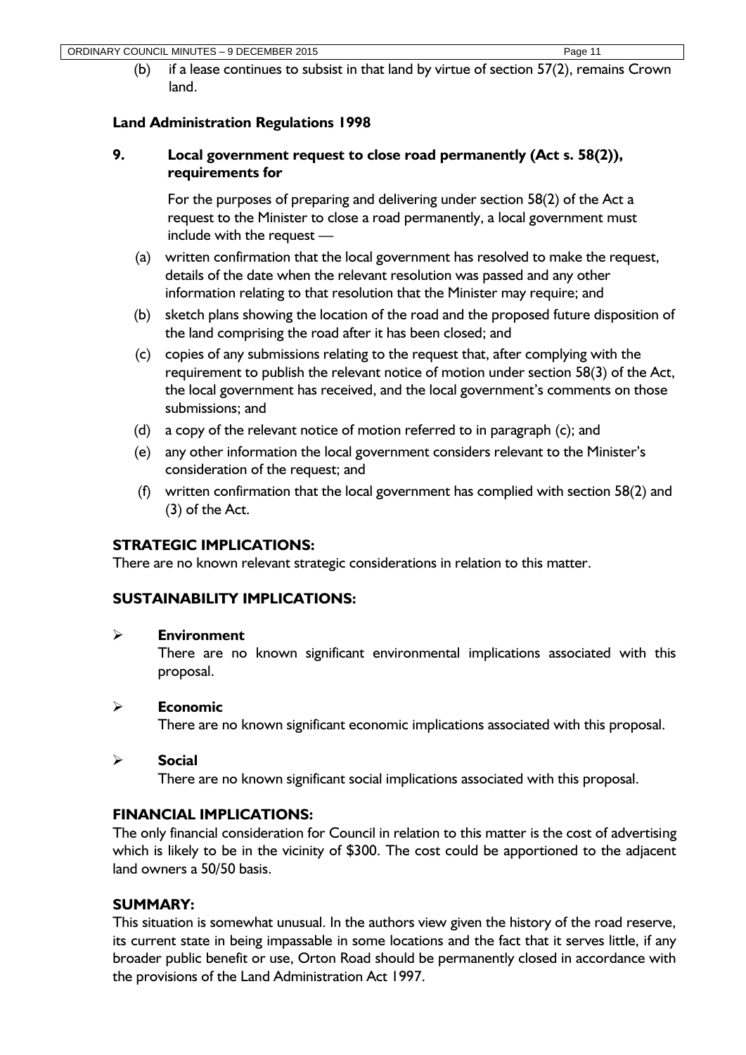(b) if a lease continues to subsist in that land by virtue of section 57(2), remains Crown land.

**Land Administration Regulations 1998**

**9. Local government request to close road permanently (Act s. 58(2)), requirements for**

For the purposes of preparing and delivering under section 58(2) of the Act a request to the Minister to close a road permanently, a local government must include with the request —

(a) written confirmation that the local government has resolved to make the request, details of the date when the relevant resolution was passed and any other information relating to that resolution that the Minister may require; and

(b) sketch plans showing the location of the road and the proposed future disposition of the land comprising the road after it has been closed; and

(c) copies of any submissions relating to the request that, after complying with the requirement to publish the relevant notice of motion under section 58(3) of the Act, the local government has received, and the local government's comments on those submissions; and

(d) a copy of the relevant notice of motion referred to in paragraph (c); and

(e) any other information the local government considers relevant to the Minister's consideration of the request; and

(f) written confirmation that the local government has complied with section 58(2) and (3) of the Act.

## STRATEGIC IMPLICATIONS:

There are no known relevant strategic considerations in relation to this matter.

## SUSTAINABILITY IMPLICATIONS:

- **Environment**
  There are no known significant environmental implications associated with this proposal.

- **Economic**
  There are no known significant economic implications associated with this proposal.

- **Social**
  There are no known significant social implications associated with this proposal.

## FINANCIAL IMPLICATIONS:

The only financial consideration for Council in relation to this matter is the cost of advertising which is likely to be in the vicinity of $300. The cost could be apportioned to the adjacent land owners a 50/50 basis.

## SUMMARY:

This situation is somewhat unusual. In the authors view given the history of the road reserve, its current state in being impassable in some locations and the fact that it serves little, if any broader public benefit or use, Orton Road should be permanently closed in accordance with the provisions of the Land Administration Act 1997.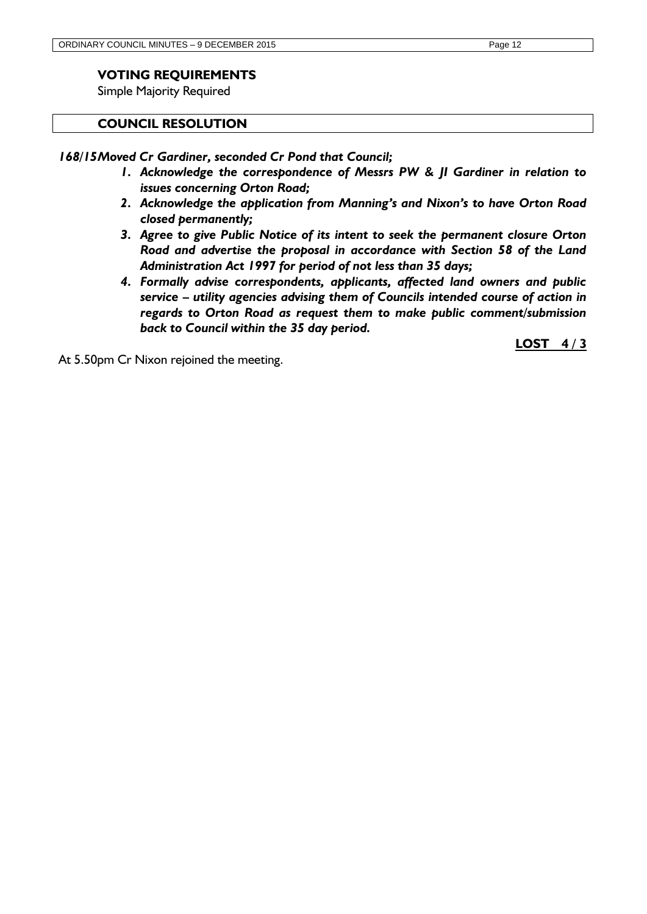### VOTING REQUIREMENTS

Simple Majority Required

### COUNCIL RESOLUTION

***168/15 Moved Cr Gardiner, seconded Cr Pond that Council;***

1. ***Acknowledge the correspondence of Messrs PW & JI Gardiner in relation to issues concerning Orton Road;***
2. ***Acknowledge the application from Manning's and Nixon's to have Orton Road closed permanently;***
3. ***Agree to give Public Notice of its intent to seek the permanent closure Orton Road and advertise the proposal in accordance with Section 58 of the Land Administration Act 1997 for period of not less than 35 days;***
4. ***Formally advise correspondents, applicants, affected land owners and public service – utility agencies advising them of Councils intended course of action in regards to Orton Road as request them to make public comment/submission back to Council within the 35 day period.***

**LOST 4 / 3**

At 5.50pm Cr Nixon rejoined the meeting.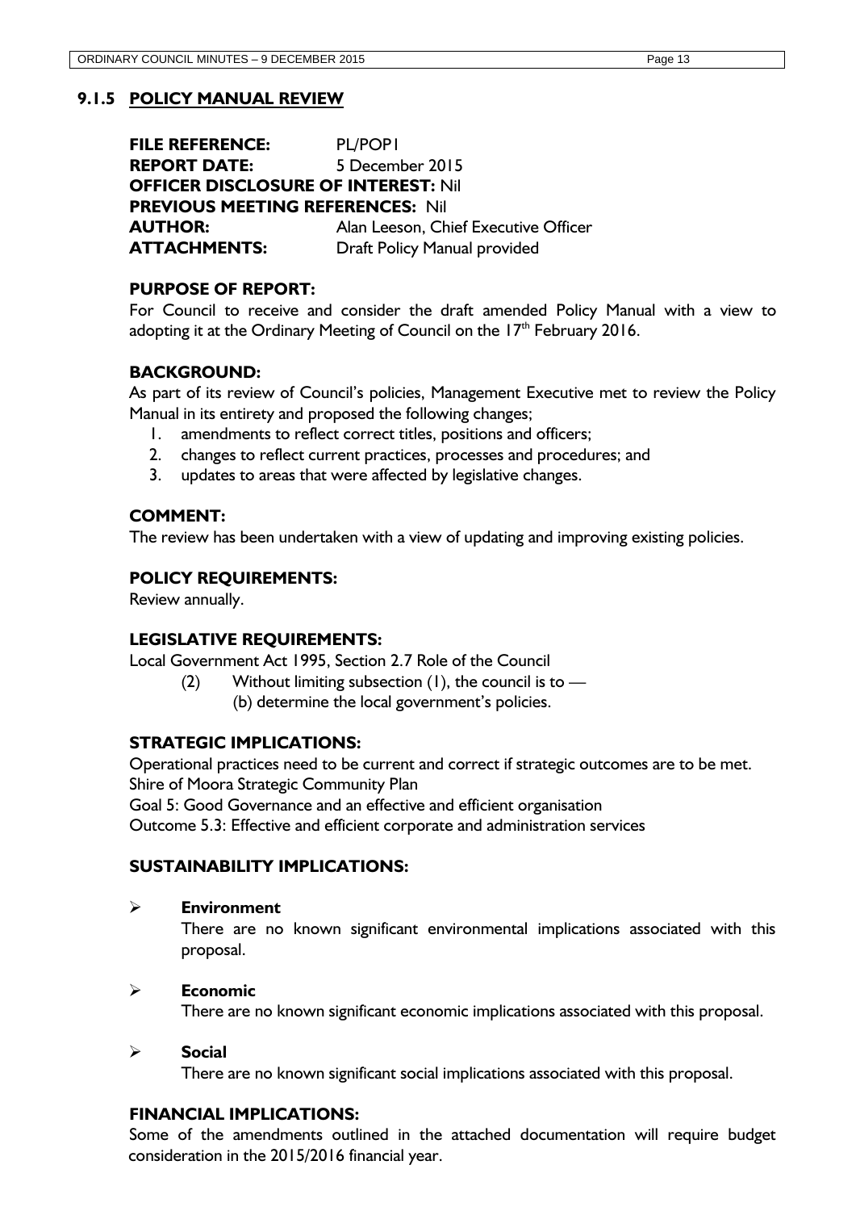### 9.1.5 POLICY MANUAL REVIEW

**FILE REFERENCE:** PL/POP1
**REPORT DATE:** 5 December 2015
**OFFICER DISCLOSURE OF INTEREST:** Nil
**PREVIOUS MEETING REFERENCES:** Nil
**AUTHOR:** Alan Leeson, Chief Executive Officer
**ATTACHMENTS:** Draft Policy Manual provided

**PURPOSE OF REPORT:**

For Council to receive and consider the draft amended Policy Manual with a view to adopting it at the Ordinary Meeting of Council on the 17th February 2016.

**BACKGROUND:**

As part of its review of Council's policies, Management Executive met to review the Policy Manual in its entirety and proposed the following changes;

1. amendments to reflect correct titles, positions and officers;
2. changes to reflect current practices, processes and procedures; and
3. updates to areas that were affected by legislative changes.

**COMMENT:**

The review has been undertaken with a view of updating and improving existing policies.

**POLICY REQUIREMENTS:**

Review annually.

**LEGISLATIVE REQUIREMENTS:**

Local Government Act 1995, Section 2.7 Role of the Council

(2) Without limiting subsection (1), the council is to —
(b) determine the local government's policies.

**STRATEGIC IMPLICATIONS:**

Operational practices need to be current and correct if strategic outcomes are to be met.
Shire of Moora Strategic Community Plan
Goal 5: Good Governance and an effective and efficient organisation
Outcome 5.3: Effective and efficient corporate and administration services

**SUSTAINABILITY IMPLICATIONS:**

- **Environment**
  There are no known significant environmental implications associated with this proposal.

- **Economic**
  There are no known significant economic implications associated with this proposal.

- **Social**
  There are no known significant social implications associated with this proposal.

**FINANCIAL IMPLICATIONS:**

Some of the amendments outlined in the attached documentation will require budget consideration in the 2015/2016 financial year.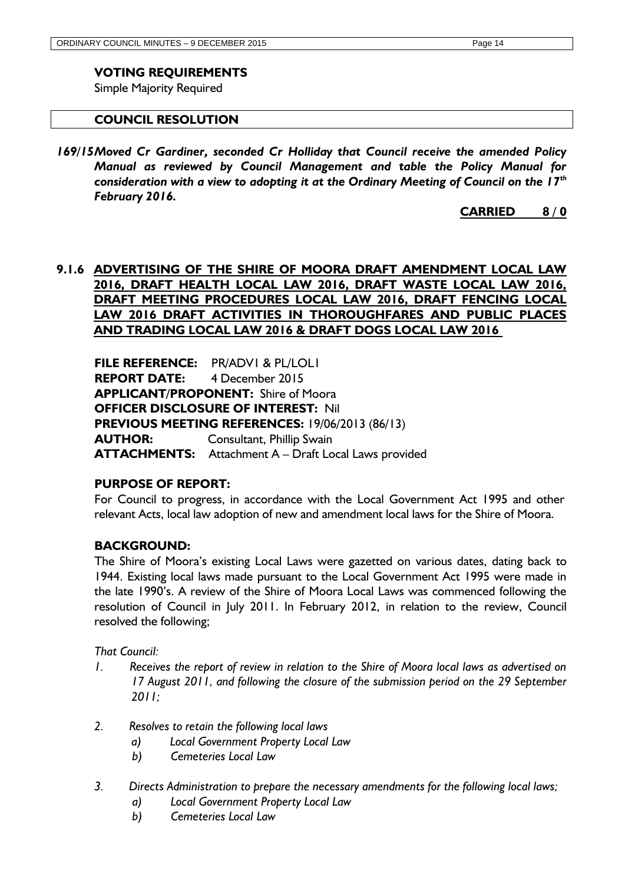**VOTING REQUIREMENTS**

Simple Majority Required

**COUNCIL RESOLUTION**

***169/15 Moved Cr Gardiner, seconded Cr Holliday that Council receive the amended Policy Manual as reviewed by Council Management and table the Policy Manual for consideration with a view to adopting it at the Ordinary Meeting of Council on the 17th February 2016.***

**CARRIED 8 / 0**

## 9.1.6 ADVERTISING OF THE SHIRE OF MOORA DRAFT AMENDMENT LOCAL LAW 2016, DRAFT HEALTH LOCAL LAW 2016, DRAFT WASTE LOCAL LAW 2016, DRAFT MEETING PROCEDURES LOCAL LAW 2016, DRAFT FENCING LOCAL LAW 2016 DRAFT ACTIVITIES IN THOROUGHFARES AND PUBLIC PLACES AND TRADING LOCAL LAW 2016 & DRAFT DOGS LOCAL LAW 2016

**FILE REFERENCE:** PR/ADV1 & PL/LOL1
**REPORT DATE:** 4 December 2015
**APPLICANT/PROPONENT:** Shire of Moora
**OFFICER DISCLOSURE OF INTEREST:** Nil
**PREVIOUS MEETING REFERENCES:** 19/06/2013 (86/13)
**AUTHOR:** Consultant, Phillip Swain
**ATTACHMENTS:** Attachment A – Draft Local Laws provided

**PURPOSE OF REPORT:**

For Council to progress, in accordance with the Local Government Act 1995 and other relevant Acts, local law adoption of new and amendment local laws for the Shire of Moora.

**BACKGROUND:**

The Shire of Moora's existing Local Laws were gazetted on various dates, dating back to 1944. Existing local laws made pursuant to the Local Government Act 1995 were made in the late 1990's. A review of the Shire of Moora Local Laws was commenced following the resolution of Council in July 2011. In February 2012, in relation to the review, Council resolved the following;

*That Council:*

1. *Receives the report of review in relation to the Shire of Moora local laws as advertised on 17 August 2011, and following the closure of the submission period on the 29 September 2011;*

2. *Resolves to retain the following local laws*
   a) *Local Government Property Local Law*
   b) *Cemeteries Local Law*

3. *Directs Administration to prepare the necessary amendments for the following local laws;*
   a) *Local Government Property Local Law*
   b) *Cemeteries Local Law*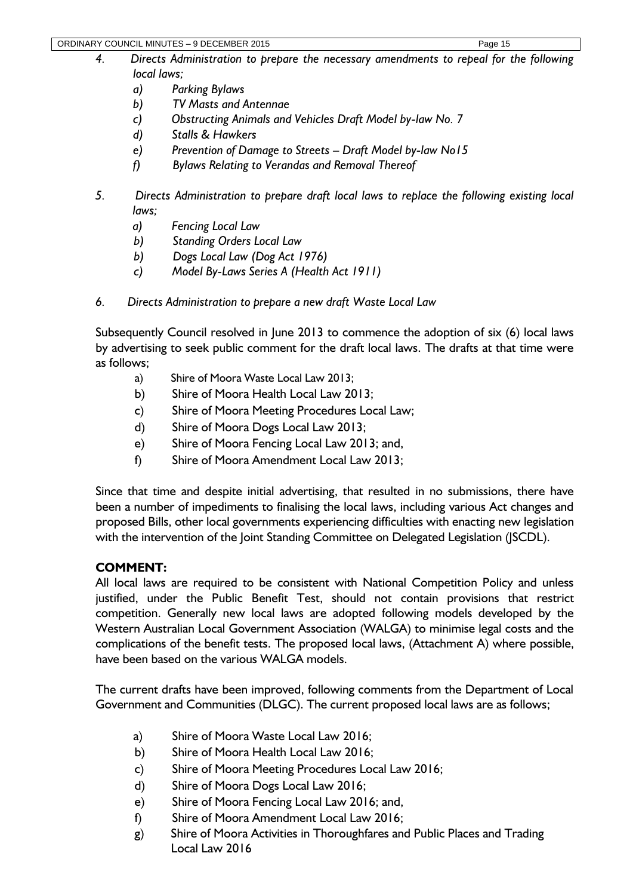*4. Directs Administration to prepare the necessary amendments to repeal for the following local laws;*

*a) Parking Bylaws*

*b) TV Masts and Antennae*

*c) Obstructing Animals and Vehicles Draft Model by-law No. 7*

*d) Stalls & Hawkers*

*e) Prevention of Damage to Streets – Draft Model by-law No15*

*f) Bylaws Relating to Verandas and Removal Thereof*

*5. Directs Administration to prepare draft local laws to replace the following existing local laws;*

*a) Fencing Local Law*

*b) Standing Orders Local Law*

*b) Dogs Local Law (Dog Act 1976)*

*c) Model By-Laws Series A (Health Act 1911)*

*6. Directs Administration to prepare a new draft Waste Local Law*

Subsequently Council resolved in June 2013 to commence the adoption of six (6) local laws by advertising to seek public comment for the draft local laws. The drafts at that time were as follows;

a) Shire of Moora Waste Local Law 2013;

b) Shire of Moora Health Local Law 2013;

c) Shire of Moora Meeting Procedures Local Law;

d) Shire of Moora Dogs Local Law 2013;

e) Shire of Moora Fencing Local Law 2013; and,

f) Shire of Moora Amendment Local Law 2013;

Since that time and despite initial advertising, that resulted in no submissions, there have been a number of impediments to finalising the local laws, including various Act changes and proposed Bills, other local governments experiencing difficulties with enacting new legislation with the intervention of the Joint Standing Committee on Delegated Legislation (JSCDL).

**COMMENT:**

All local laws are required to be consistent with National Competition Policy and unless justified, under the Public Benefit Test, should not contain provisions that restrict competition. Generally new local laws are adopted following models developed by the Western Australian Local Government Association (WALGA) to minimise legal costs and the complications of the benefit tests. The proposed local laws, (Attachment A) where possible, have been based on the various WALGA models.

The current drafts have been improved, following comments from the Department of Local Government and Communities (DLGC). The current proposed local laws are as follows;

a) Shire of Moora Waste Local Law 2016;

b) Shire of Moora Health Local Law 2016;

c) Shire of Moora Meeting Procedures Local Law 2016;

d) Shire of Moora Dogs Local Law 2016;

e) Shire of Moora Fencing Local Law 2016; and,

f) Shire of Moora Amendment Local Law 2016;

g) Shire of Moora Activities in Thoroughfares and Public Places and Trading Local Law 2016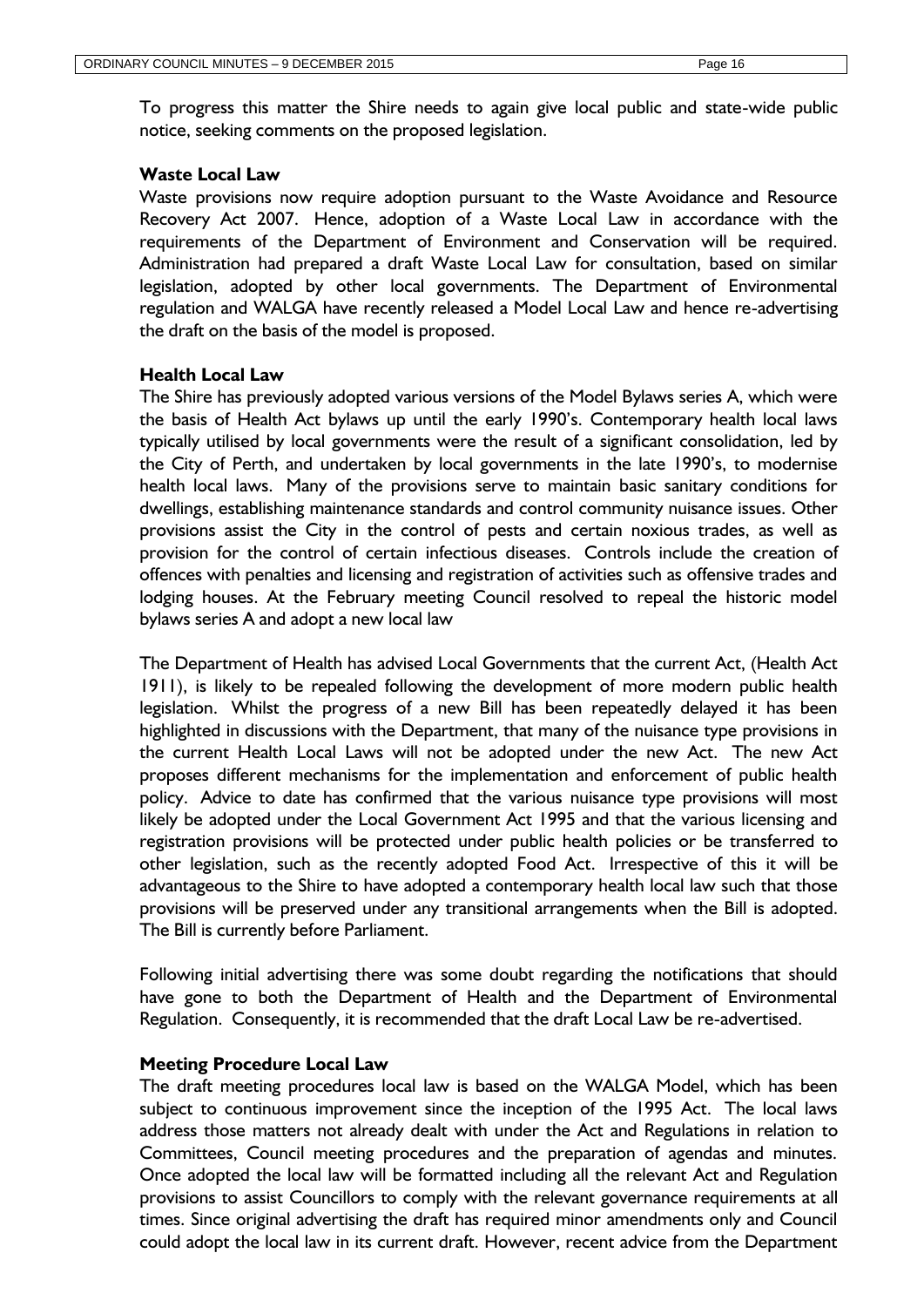To progress this matter the Shire needs to again give local public and state-wide public notice, seeking comments on the proposed legislation.

**Waste Local Law**

Waste provisions now require adoption pursuant to the Waste Avoidance and Resource Recovery Act 2007. Hence, adoption of a Waste Local Law in accordance with the requirements of the Department of Environment and Conservation will be required. Administration had prepared a draft Waste Local Law for consultation, based on similar legislation, adopted by other local governments. The Department of Environmental regulation and WALGA have recently released a Model Local Law and hence re-advertising the draft on the basis of the model is proposed.

**Health Local Law**

The Shire has previously adopted various versions of the Model Bylaws series A, which were the basis of Health Act bylaws up until the early 1990's. Contemporary health local laws typically utilised by local governments were the result of a significant consolidation, led by the City of Perth, and undertaken by local governments in the late 1990's, to modernise health local laws. Many of the provisions serve to maintain basic sanitary conditions for dwellings, establishing maintenance standards and control community nuisance issues. Other provisions assist the City in the control of pests and certain noxious trades, as well as provision for the control of certain infectious diseases. Controls include the creation of offences with penalties and licensing and registration of activities such as offensive trades and lodging houses. At the February meeting Council resolved to repeal the historic model bylaws series A and adopt a new local law

The Department of Health has advised Local Governments that the current Act, (Health Act 1911), is likely to be repealed following the development of more modern public health legislation. Whilst the progress of a new Bill has been repeatedly delayed it has been highlighted in discussions with the Department, that many of the nuisance type provisions in the current Health Local Laws will not be adopted under the new Act. The new Act proposes different mechanisms for the implementation and enforcement of public health policy. Advice to date has confirmed that the various nuisance type provisions will most likely be adopted under the Local Government Act 1995 and that the various licensing and registration provisions will be protected under public health policies or be transferred to other legislation, such as the recently adopted Food Act. Irrespective of this it will be advantageous to the Shire to have adopted a contemporary health local law such that those provisions will be preserved under any transitional arrangements when the Bill is adopted. The Bill is currently before Parliament.

Following initial advertising there was some doubt regarding the notifications that should have gone to both the Department of Health and the Department of Environmental Regulation. Consequently, it is recommended that the draft Local Law be re-advertised.

**Meeting Procedure Local Law**

The draft meeting procedures local law is based on the WALGA Model, which has been subject to continuous improvement since the inception of the 1995 Act. The local laws address those matters not already dealt with under the Act and Regulations in relation to Committees, Council meeting procedures and the preparation of agendas and minutes. Once adopted the local law will be formatted including all the relevant Act and Regulation provisions to assist Councillors to comply with the relevant governance requirements at all times. Since original advertising the draft has required minor amendments only and Council could adopt the local law in its current draft. However, recent advice from the Department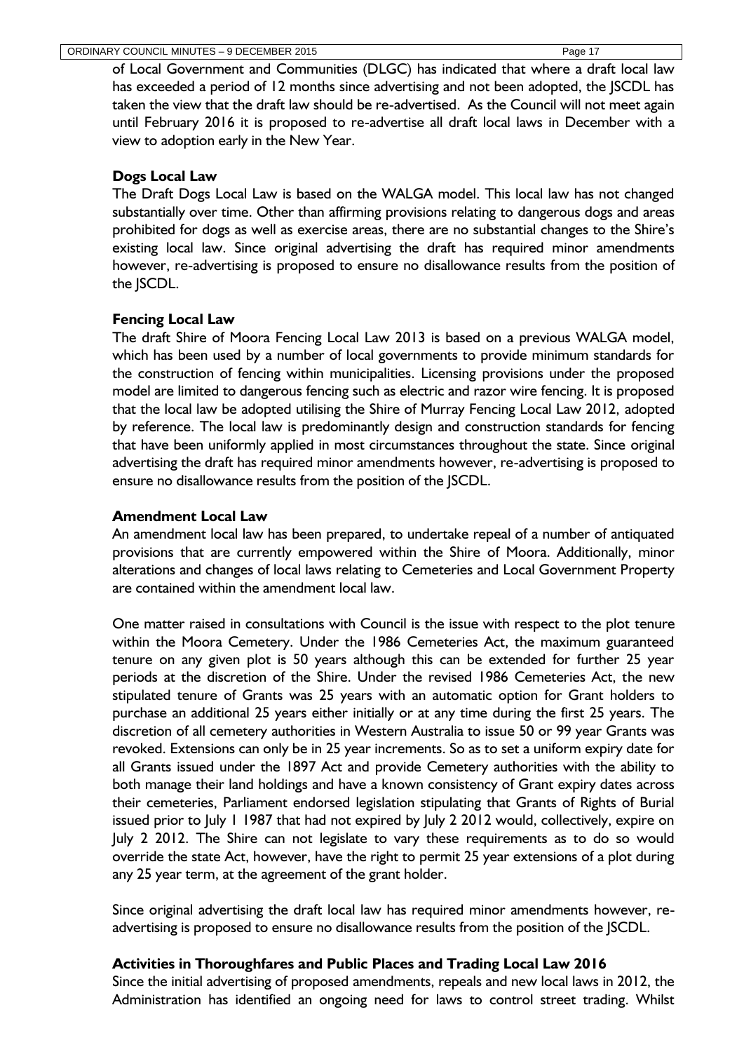of Local Government and Communities (DLGC) has indicated that where a draft local law has exceeded a period of 12 months since advertising and not been adopted, the JSCDL has taken the view that the draft law should be re-advertised. As the Council will not meet again until February 2016 it is proposed to re-advertise all draft local laws in December with a view to adoption early in the New Year.

**Dogs Local Law**
The Draft Dogs Local Law is based on the WALGA model. This local law has not changed substantially over time. Other than affirming provisions relating to dangerous dogs and areas prohibited for dogs as well as exercise areas, there are no substantial changes to the Shire's existing local law. Since original advertising the draft has required minor amendments however, re-advertising is proposed to ensure no disallowance results from the position of the JSCDL.

**Fencing Local Law**
The draft Shire of Moora Fencing Local Law 2013 is based on a previous WALGA model, which has been used by a number of local governments to provide minimum standards for the construction of fencing within municipalities. Licensing provisions under the proposed model are limited to dangerous fencing such as electric and razor wire fencing. It is proposed that the local law be adopted utilising the Shire of Murray Fencing Local Law 2012, adopted by reference. The local law is predominantly design and construction standards for fencing that have been uniformly applied in most circumstances throughout the state. Since original advertising the draft has required minor amendments however, re-advertising is proposed to ensure no disallowance results from the position of the JSCDL.

**Amendment Local Law**
An amendment local law has been prepared, to undertake repeal of a number of antiquated provisions that are currently empowered within the Shire of Moora. Additionally, minor alterations and changes of local laws relating to Cemeteries and Local Government Property are contained within the amendment local law.

One matter raised in consultations with Council is the issue with respect to the plot tenure within the Moora Cemetery. Under the 1986 Cemeteries Act, the maximum guaranteed tenure on any given plot is 50 years although this can be extended for further 25 year periods at the discretion of the Shire. Under the revised 1986 Cemeteries Act, the new stipulated tenure of Grants was 25 years with an automatic option for Grant holders to purchase an additional 25 years either initially or at any time during the first 25 years. The discretion of all cemetery authorities in Western Australia to issue 50 or 99 year Grants was revoked. Extensions can only be in 25 year increments. So as to set a uniform expiry date for all Grants issued under the 1897 Act and provide Cemetery authorities with the ability to both manage their land holdings and have a known consistency of Grant expiry dates across their cemeteries, Parliament endorsed legislation stipulating that Grants of Rights of Burial issued prior to July 1 1987 that had not expired by July 2 2012 would, collectively, expire on July 2 2012. The Shire can not legislate to vary these requirements as to do so would override the state Act, however, have the right to permit 25 year extensions of a plot during any 25 year term, at the agreement of the grant holder.

Since original advertising the draft local law has required minor amendments however, re-advertising is proposed to ensure no disallowance results from the position of the JSCDL.

**Activities in Thoroughfares and Public Places and Trading Local Law 2016**
Since the initial advertising of proposed amendments, repeals and new local laws in 2012, the Administration has identified an ongoing need for laws to control street trading. Whilst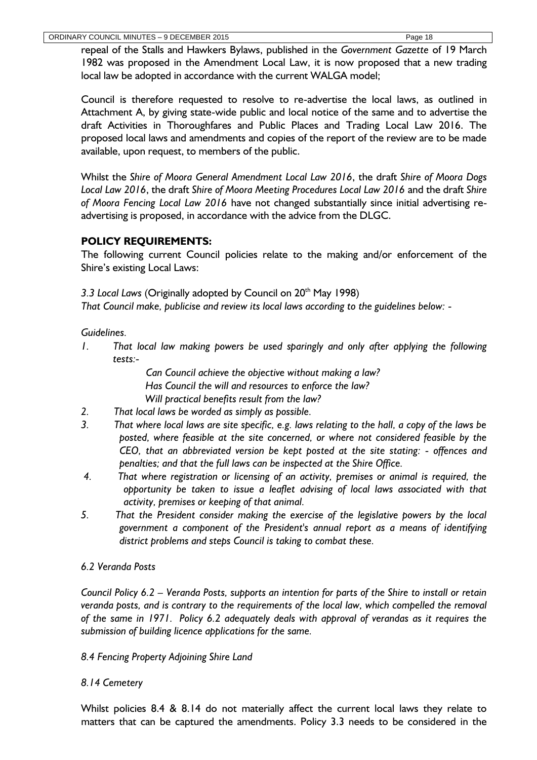repeal of the Stalls and Hawkers Bylaws, published in the *Government Gazette* of 19 March 1982 was proposed in the Amendment Local Law, it is now proposed that a new trading local law be adopted in accordance with the current WALGA model;

Council is therefore requested to resolve to re-advertise the local laws, as outlined in Attachment A, by giving state-wide public and local notice of the same and to advertise the draft Activities in Thoroughfares and Public Places and Trading Local Law 2016. The proposed local laws and amendments and copies of the report of the review are to be made available, upon request, to members of the public.

Whilst the *Shire of Moora General Amendment Local Law 2016*, the draft *Shire of Moora Dogs Local Law 2016*, the draft *Shire of Moora Meeting Procedures Local Law 2016* and the draft *Shire of Moora Fencing Local Law 2016* have not changed substantially since initial advertising re-advertising is proposed, in accordance with the advice from the DLGC.

## POLICY REQUIREMENTS:

The following current Council policies relate to the making and/or enforcement of the Shire's existing Local Laws:

*3.3 Local Laws* (Originally adopted by Council on 20th May 1998)
*That Council make, publicise and review its local laws according to the guidelines below: -*

*Guidelines.*

1. *That local law making powers be used sparingly and only after applying the following tests:-*
   *Can Council achieve the objective without making a law?*
   *Has Council the will and resources to enforce the law?*
   *Will practical benefits result from the law?*
2. *That local laws be worded as simply as possible.*
3. *That where local laws are site specific, e.g. laws relating to the hall, a copy of the laws be posted, where feasible at the site concerned, or where not considered feasible by the CEO, that an abbreviated version be kept posted at the site stating: - offences and penalties; and that the full laws can be inspected at the Shire Office.*
4. *That where registration or licensing of an activity, premises or animal is required, the opportunity be taken to issue a leaflet advising of local laws associated with that activity, premises or keeping of that animal.*
5. *That the President consider making the exercise of the legislative powers by the local government a component of the President's annual report as a means of identifying district problems and steps Council is taking to combat these.*

*6.2 Veranda Posts*

*Council Policy 6.2 – Veranda Posts, supports an intention for parts of the Shire to install or retain veranda posts, and is contrary to the requirements of the local law, which compelled the removal of the same in 1971. Policy 6.2 adequately deals with approval of verandas as it requires the submission of building licence applications for the same.*

*8.4 Fencing Property Adjoining Shire Land*

*8.14 Cemetery*

Whilst policies 8.4 & 8.14 do not materially affect the current local laws they relate to matters that can be captured the amendments. Policy 3.3 needs to be considered in the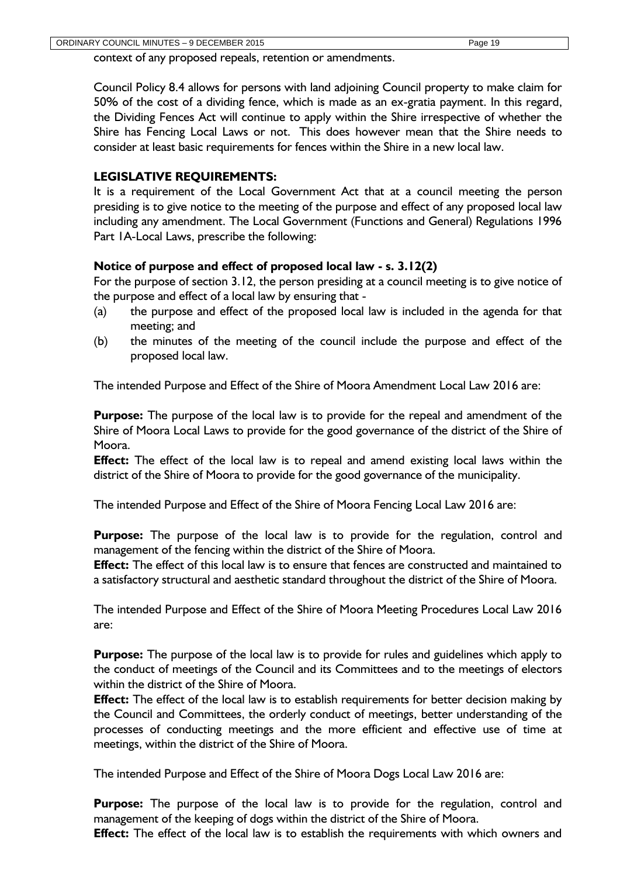context of any proposed repeals, retention or amendments.

Council Policy 8.4 allows for persons with land adjoining Council property to make claim for 50% of the cost of a dividing fence, which is made as an ex-gratia payment. In this regard, the Dividing Fences Act will continue to apply within the Shire irrespective of whether the Shire has Fencing Local Laws or not. This does however mean that the Shire needs to consider at least basic requirements for fences within the Shire in a new local law.

**LEGISLATIVE REQUIREMENTS:**

It is a requirement of the Local Government Act that at a council meeting the person presiding is to give notice to the meeting of the purpose and effect of any proposed local law including any amendment. The Local Government (Functions and General) Regulations 1996 Part 1A-Local Laws, prescribe the following:

**Notice of purpose and effect of proposed local law - s. 3.12(2)**

For the purpose of section 3.12, the person presiding at a council meeting is to give notice of the purpose and effect of a local law by ensuring that -

(a) the purpose and effect of the proposed local law is included in the agenda for that meeting; and

(b) the minutes of the meeting of the council include the purpose and effect of the proposed local law.

The intended Purpose and Effect of the Shire of Moora Amendment Local Law 2016 are:

**Purpose:** The purpose of the local law is to provide for the repeal and amendment of the Shire of Moora Local Laws to provide for the good governance of the district of the Shire of Moora.

**Effect:** The effect of the local law is to repeal and amend existing local laws within the district of the Shire of Moora to provide for the good governance of the municipality.

The intended Purpose and Effect of the Shire of Moora Fencing Local Law 2016 are:

**Purpose:** The purpose of the local law is to provide for the regulation, control and management of the fencing within the district of the Shire of Moora.

**Effect:** The effect of this local law is to ensure that fences are constructed and maintained to a satisfactory structural and aesthetic standard throughout the district of the Shire of Moora.

The intended Purpose and Effect of the Shire of Moora Meeting Procedures Local Law 2016 are:

**Purpose:** The purpose of the local law is to provide for rules and guidelines which apply to the conduct of meetings of the Council and its Committees and to the meetings of electors within the district of the Shire of Moora.

**Effect:** The effect of the local law is to establish requirements for better decision making by the Council and Committees, the orderly conduct of meetings, better understanding of the processes of conducting meetings and the more efficient and effective use of time at meetings, within the district of the Shire of Moora.

The intended Purpose and Effect of the Shire of Moora Dogs Local Law 2016 are:

**Purpose:** The purpose of the local law is to provide for the regulation, control and management of the keeping of dogs within the district of the Shire of Moora.

**Effect:** The effect of the local law is to establish the requirements with which owners and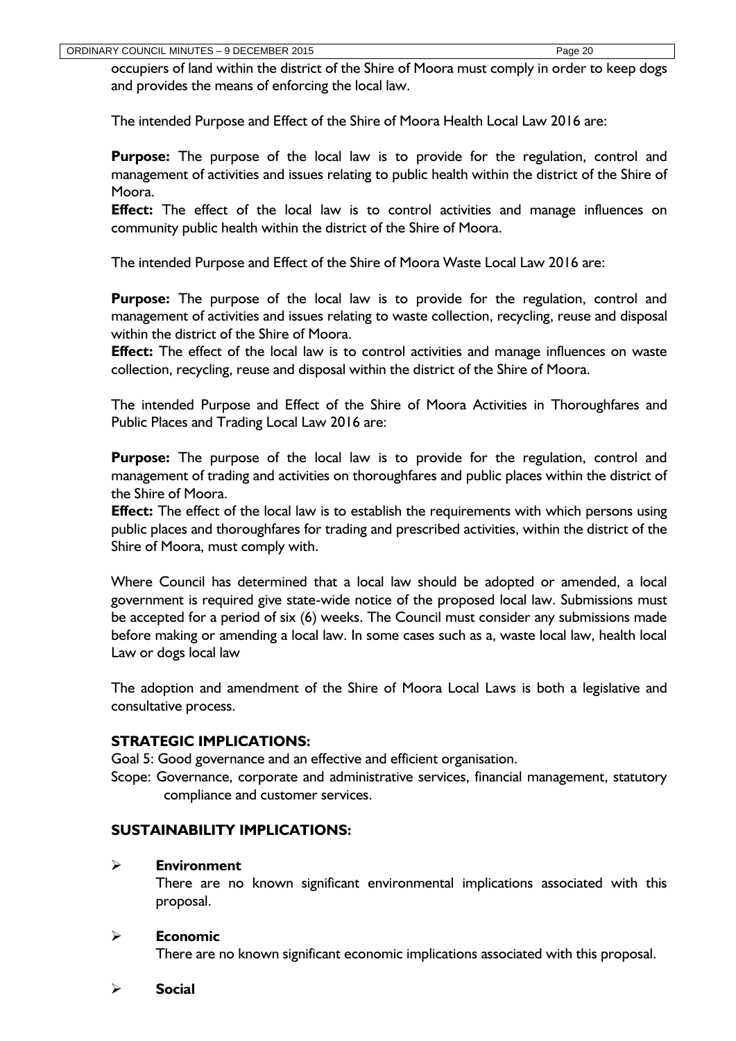occupiers of land within the district of the Shire of Moora must comply in order to keep dogs and provides the means of enforcing the local law.

The intended Purpose and Effect of the Shire of Moora Health Local Law 2016 are:

**Purpose:** The purpose of the local law is to provide for the regulation, control and management of activities and issues relating to public health within the district of the Shire of Moora.
**Effect:** The effect of the local law is to control activities and manage influences on community public health within the district of the Shire of Moora.

The intended Purpose and Effect of the Shire of Moora Waste Local Law 2016 are:

**Purpose:** The purpose of the local law is to provide for the regulation, control and management of activities and issues relating to waste collection, recycling, reuse and disposal within the district of the Shire of Moora.
**Effect:** The effect of the local law is to control activities and manage influences on waste collection, recycling, reuse and disposal within the district of the Shire of Moora.

The intended Purpose and Effect of the Shire of Moora Activities in Thoroughfares and Public Places and Trading Local Law 2016 are:

**Purpose:** The purpose of the local law is to provide for the regulation, control and management of trading and activities on thoroughfares and public places within the district of the Shire of Moora.
**Effect:** The effect of the local law is to establish the requirements with which persons using public places and thoroughfares for trading and prescribed activities, within the district of the Shire of Moora, must comply with.

Where Council has determined that a local law should be adopted or amended, a local government is required give state-wide notice of the proposed local law. Submissions must be accepted for a period of six (6) weeks. The Council must consider any submissions made before making or amending a local law. In some cases such as a, waste local law, health local Law or dogs local law

The adoption and amendment of the Shire of Moora Local Laws is both a legislative and consultative process.

## STRATEGIC IMPLICATIONS:

Goal 5: Good governance and an effective and efficient organisation.
Scope: Governance, corporate and administrative services, financial management, statutory compliance and customer services.

## SUSTAINABILITY IMPLICATIONS:

- **Environment**
  There are no known significant environmental implications associated with this proposal.

- **Economic**
  There are no known significant economic implications associated with this proposal.

- **Social**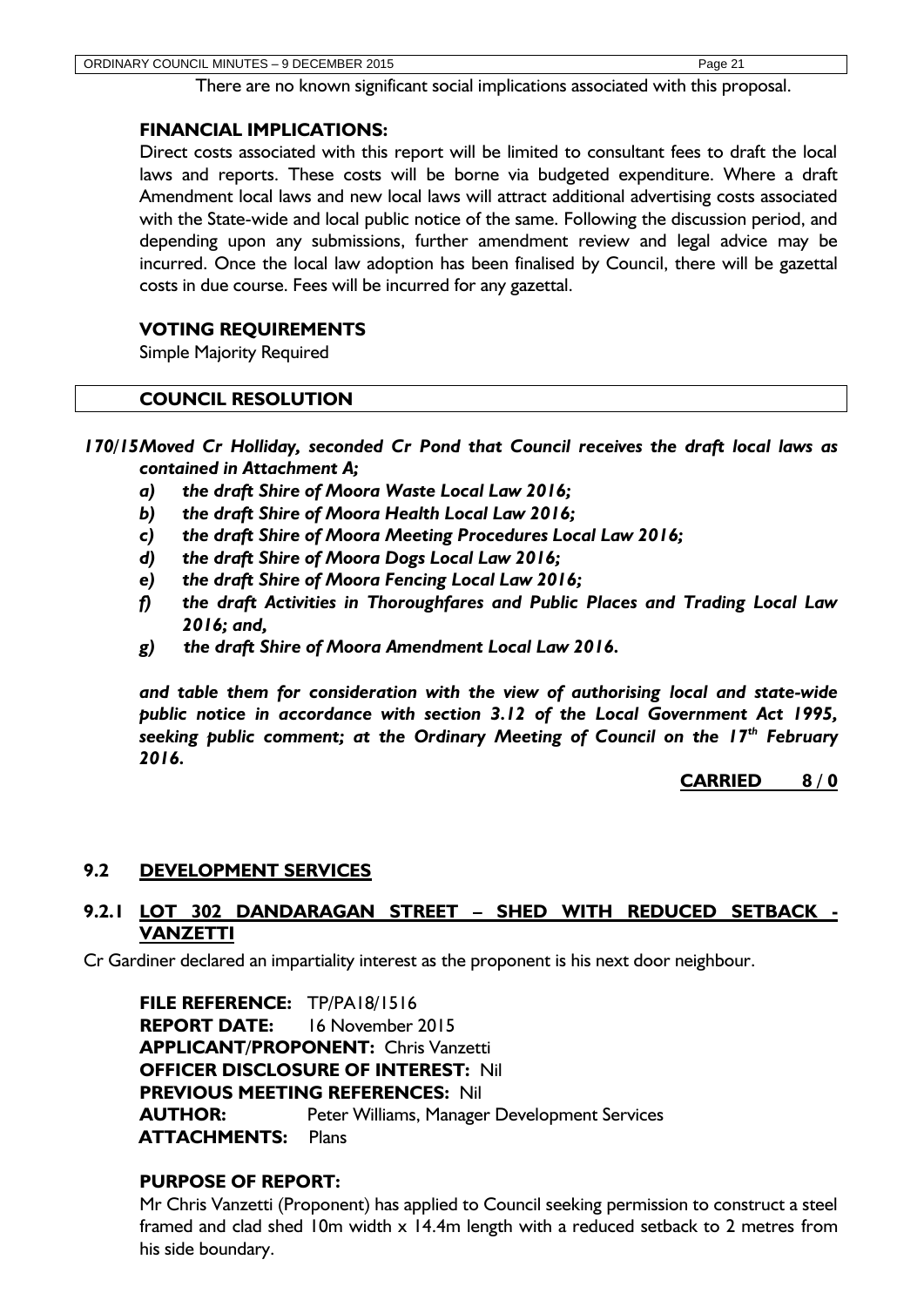There are no known significant social implications associated with this proposal.

### FINANCIAL IMPLICATIONS:

Direct costs associated with this report will be limited to consultant fees to draft the local laws and reports. These costs will be borne via budgeted expenditure. Where a draft Amendment local laws and new local laws will attract additional advertising costs associated with the State-wide and local public notice of the same. Following the discussion period, and depending upon any submissions, further amendment review and legal advice may be incurred. Once the local law adoption has been finalised by Council, there will be gazettal costs in due course. Fees will be incurred for any gazettal.

### VOTING REQUIREMENTS

Simple Majority Required

### COUNCIL RESOLUTION

***170/15 Moved Cr Holliday, seconded Cr Pond that Council receives the draft local laws as contained in Attachment A;***

- ***a) the draft Shire of Moora Waste Local Law 2016;***
- ***b) the draft Shire of Moora Health Local Law 2016;***
- ***c) the draft Shire of Moora Meeting Procedures Local Law 2016;***
- ***d) the draft Shire of Moora Dogs Local Law 2016;***
- ***e) the draft Shire of Moora Fencing Local Law 2016;***
- ***f) the draft Activities in Thoroughfares and Public Places and Trading Local Law 2016; and,***
- ***g) the draft Shire of Moora Amendment Local Law 2016.***

***and table them for consideration with the view of authorising local and state-wide public notice in accordance with section 3.12 of the Local Government Act 1995, seeking public comment; at the Ordinary Meeting of Council on the 17th February 2016.***

**CARRIED 8 / 0**

## 9.2 DEVELOPMENT SERVICES

### 9.2.1 LOT 302 DANDARAGAN STREET – SHED WITH REDUCED SETBACK - VANZETTI

Cr Gardiner declared an impartiality interest as the proponent is his next door neighbour.

**FILE REFERENCE:** TP/PA18/1516
**REPORT DATE:** 16 November 2015
**APPLICANT/PROPONENT:** Chris Vanzetti
**OFFICER DISCLOSURE OF INTEREST:** Nil
**PREVIOUS MEETING REFERENCES:** Nil
**AUTHOR:** Peter Williams, Manager Development Services
**ATTACHMENTS:** Plans

### PURPOSE OF REPORT:

Mr Chris Vanzetti (Proponent) has applied to Council seeking permission to construct a steel framed and clad shed 10m width x 14.4m length with a reduced setback to 2 metres from his side boundary.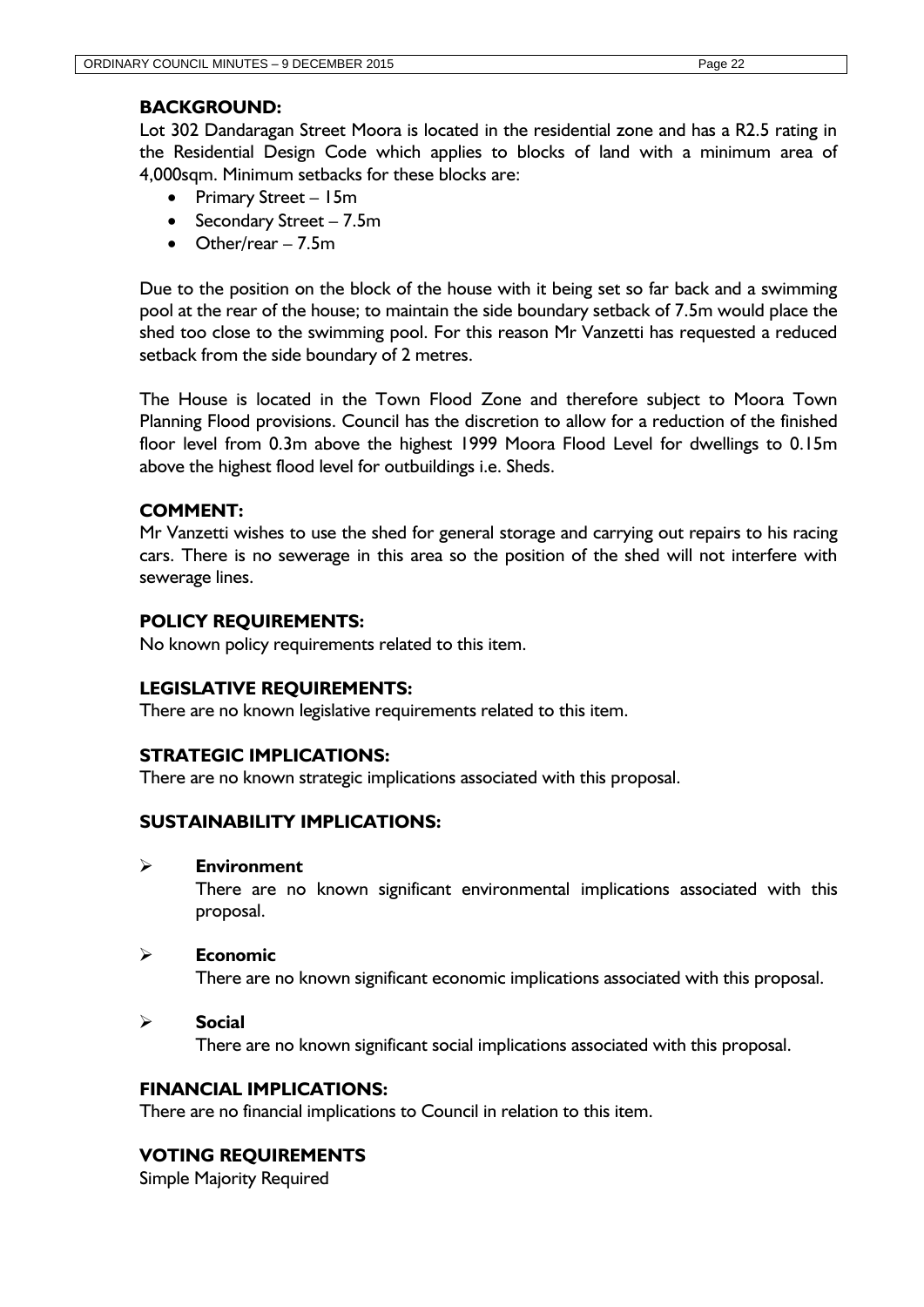### BACKGROUND:

Lot 302 Dandaragan Street Moora is located in the residential zone and has a R2.5 rating in the Residential Design Code which applies to blocks of land with a minimum area of 4,000sqm. Minimum setbacks for these blocks are:

- Primary Street – 15m
- Secondary Street – 7.5m
- Other/rear – 7.5m

Due to the position on the block of the house with it being set so far back and a swimming pool at the rear of the house; to maintain the side boundary setback of 7.5m would place the shed too close to the swimming pool. For this reason Mr Vanzetti has requested a reduced setback from the side boundary of 2 metres.

The House is located in the Town Flood Zone and therefore subject to Moora Town Planning Flood provisions. Council has the discretion to allow for a reduction of the finished floor level from 0.3m above the highest 1999 Moora Flood Level for dwellings to 0.15m above the highest flood level for outbuildings i.e. Sheds.

### COMMENT:

Mr Vanzetti wishes to use the shed for general storage and carrying out repairs to his racing cars. There is no sewerage in this area so the position of the shed will not interfere with sewerage lines.

### POLICY REQUIREMENTS:

No known policy requirements related to this item.

### LEGISLATIVE REQUIREMENTS:

There are no known legislative requirements related to this item.

### STRATEGIC IMPLICATIONS:

There are no known strategic implications associated with this proposal.

### SUSTAINABILITY IMPLICATIONS:

- **Environment**
  There are no known significant environmental implications associated with this proposal.

- **Economic**
  There are no known significant economic implications associated with this proposal.

- **Social**
  There are no known significant social implications associated with this proposal.

### FINANCIAL IMPLICATIONS:

There are no financial implications to Council in relation to this item.

### VOTING REQUIREMENTS

Simple Majority Required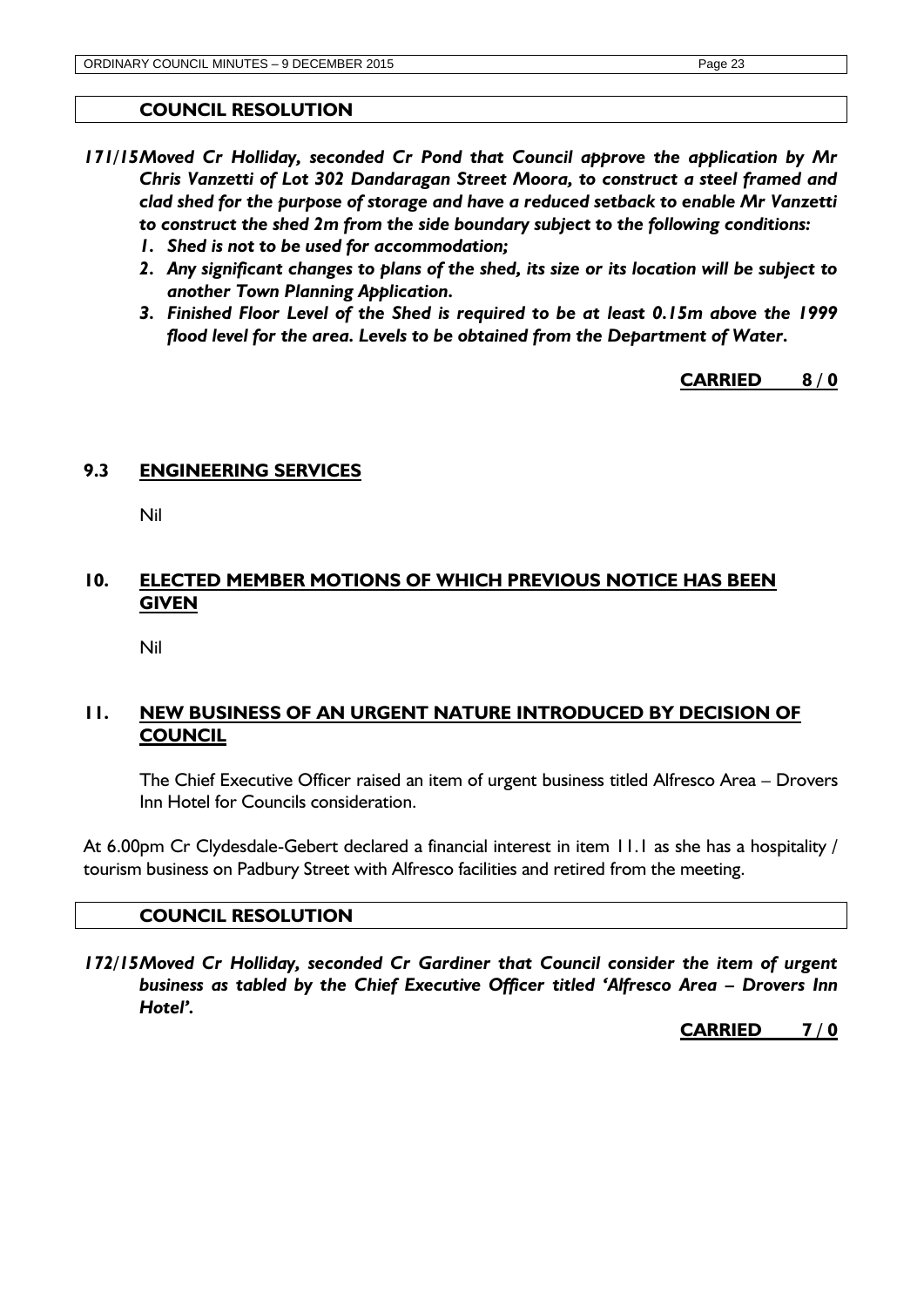### COUNCIL RESOLUTION

***171/15 Moved Cr Holliday, seconded Cr Pond that Council approve the application by Mr Chris Vanzetti of Lot 302 Dandaragan Street Moora, to construct a steel framed and clad shed for the purpose of storage and have a reduced setback to enable Mr Vanzetti to construct the shed 2m from the side boundary subject to the following conditions:***

1. ***Shed is not to be used for accommodation;***
2. ***Any significant changes to plans of the shed, its size or its location will be subject to another Town Planning Application.***
3. ***Finished Floor Level of the Shed is required to be at least 0.15m above the 1999 flood level for the area. Levels to be obtained from the Department of Water.***

**CARRIED 8 / 0**

## 9.3 ENGINEERING SERVICES

Nil

## 10. ELECTED MEMBER MOTIONS OF WHICH PREVIOUS NOTICE HAS BEEN GIVEN

Nil

## 11. NEW BUSINESS OF AN URGENT NATURE INTRODUCED BY DECISION OF COUNCIL

The Chief Executive Officer raised an item of urgent business titled Alfresco Area – Drovers Inn Hotel for Councils consideration.

At 6.00pm Cr Clydesdale-Gebert declared a financial interest in item 11.1 as she has a hospitality / tourism business on Padbury Street with Alfresco facilities and retired from the meeting.

### COUNCIL RESOLUTION

***172/15 Moved Cr Holliday, seconded Cr Gardiner that Council consider the item of urgent business as tabled by the Chief Executive Officer titled 'Alfresco Area – Drovers Inn Hotel'.***

**CARRIED 7 / 0**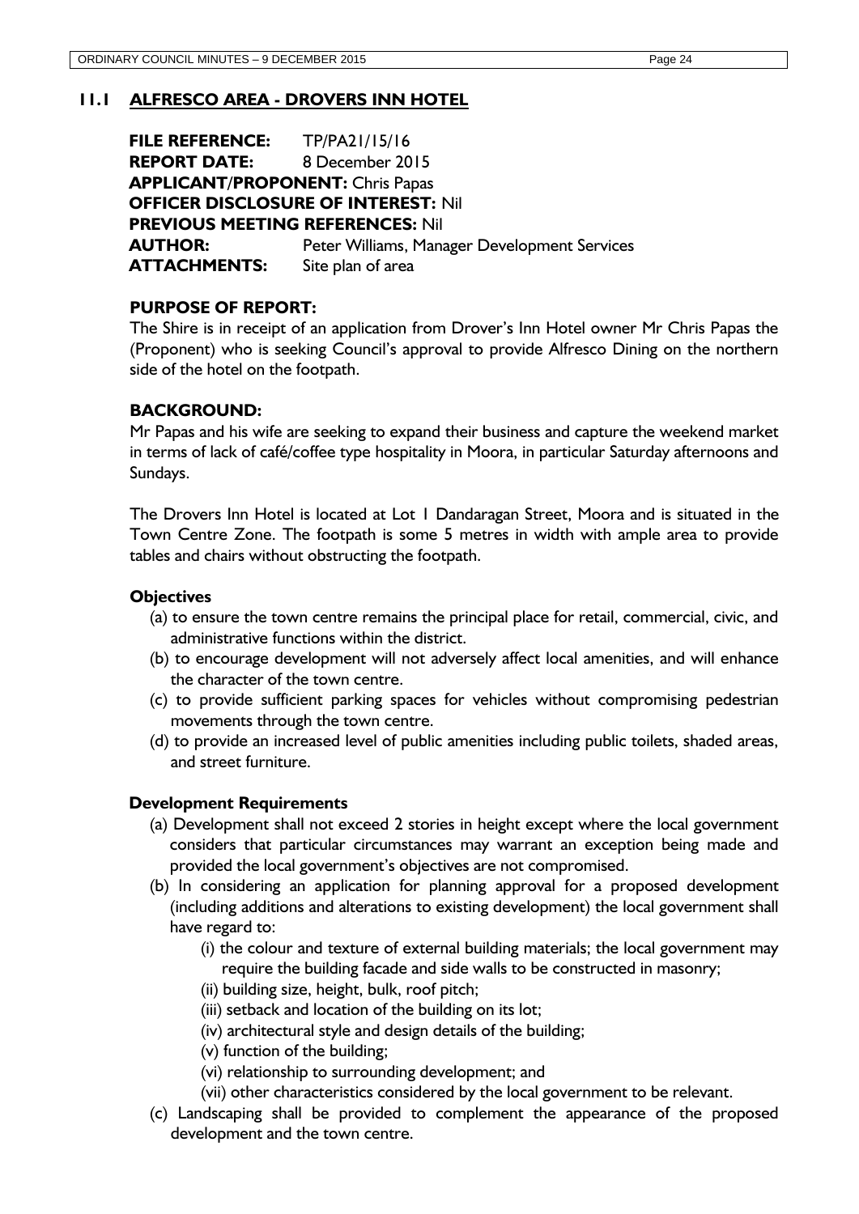## 11.1 ALFRESCO AREA - DROVERS INN HOTEL

**FILE REFERENCE:** TP/PA21/15/16
**REPORT DATE:** 8 December 2015
**APPLICANT/PROPONENT:** Chris Papas
**OFFICER DISCLOSURE OF INTEREST:** Nil
**PREVIOUS MEETING REFERENCES:** Nil
**AUTHOR:** Peter Williams, Manager Development Services
**ATTACHMENTS:** Site plan of area

### PURPOSE OF REPORT:

The Shire is in receipt of an application from Drover's Inn Hotel owner Mr Chris Papas the (Proponent) who is seeking Council's approval to provide Alfresco Dining on the northern side of the hotel on the footpath.

### BACKGROUND:

Mr Papas and his wife are seeking to expand their business and capture the weekend market in terms of lack of café/coffee type hospitality in Moora, in particular Saturday afternoons and Sundays.

The Drovers Inn Hotel is located at Lot 1 Dandaragan Street, Moora and is situated in the Town Centre Zone. The footpath is some 5 metres in width with ample area to provide tables and chairs without obstructing the footpath.

#### Objectives

(a) to ensure the town centre remains the principal place for retail, commercial, civic, and administrative functions within the district.
(b) to encourage development will not adversely affect local amenities, and will enhance the character of the town centre.
(c) to provide sufficient parking spaces for vehicles without compromising pedestrian movements through the town centre.
(d) to provide an increased level of public amenities including public toilets, shaded areas, and street furniture.

#### Development Requirements

(a) Development shall not exceed 2 stories in height except where the local government considers that particular circumstances may warrant an exception being made and provided the local government's objectives are not compromised.
(b) In considering an application for planning approval for a proposed development (including additions and alterations to existing development) the local government shall have regard to:
    (i) the colour and texture of external building materials; the local government may require the building facade and side walls to be constructed in masonry;
    (ii) building size, height, bulk, roof pitch;
    (iii) setback and location of the building on its lot;
    (iv) architectural style and design details of the building;
    (v) function of the building;
    (vi) relationship to surrounding development; and
    (vii) other characteristics considered by the local government to be relevant.
(c) Landscaping shall be provided to complement the appearance of the proposed development and the town centre.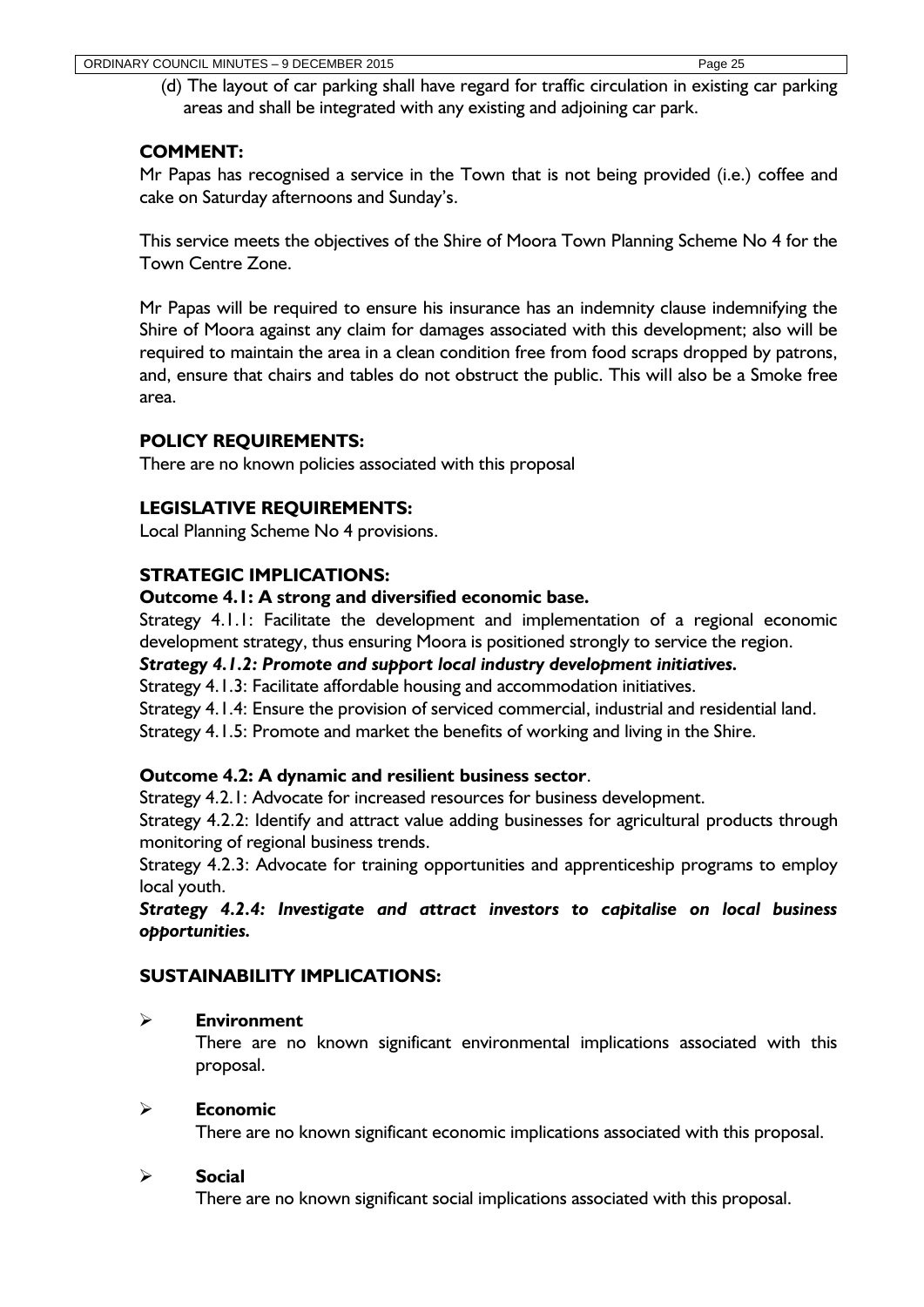(d) The layout of car parking shall have regard for traffic circulation in existing car parking areas and shall be integrated with any existing and adjoining car park.

## COMMENT:

Mr Papas has recognised a service in the Town that is not being provided (i.e.) coffee and cake on Saturday afternoons and Sunday's.

This service meets the objectives of the Shire of Moora Town Planning Scheme No 4 for the Town Centre Zone.

Mr Papas will be required to ensure his insurance has an indemnity clause indemnifying the Shire of Moora against any claim for damages associated with this development; also will be required to maintain the area in a clean condition free from food scraps dropped by patrons, and, ensure that chairs and tables do not obstruct the public. This will also be a Smoke free area.

## POLICY REQUIREMENTS:

There are no known policies associated with this proposal

## LEGISLATIVE REQUIREMENTS:

Local Planning Scheme No 4 provisions.

## STRATEGIC IMPLICATIONS:

**Outcome 4.1: A strong and diversified economic base.**

Strategy 4.1.1: Facilitate the development and implementation of a regional economic development strategy, thus ensuring Moora is positioned strongly to service the region.

***Strategy 4.1.2: Promote and support local industry development initiatives.***

Strategy 4.1.3: Facilitate affordable housing and accommodation initiatives.

Strategy 4.1.4: Ensure the provision of serviced commercial, industrial and residential land.

Strategy 4.1.5: Promote and market the benefits of working and living in the Shire.

**Outcome 4.2: A dynamic and resilient business sector**.

Strategy 4.2.1: Advocate for increased resources for business development.

Strategy 4.2.2: Identify and attract value adding businesses for agricultural products through monitoring of regional business trends.

Strategy 4.2.3: Advocate for training opportunities and apprenticeship programs to employ local youth.

***Strategy 4.2.4: Investigate and attract investors to capitalise on local business opportunities.***

## SUSTAINABILITY IMPLICATIONS:

- **Environment**

  There are no known significant environmental implications associated with this proposal.

- **Economic**

  There are no known significant economic implications associated with this proposal.

- **Social**

  There are no known significant social implications associated with this proposal.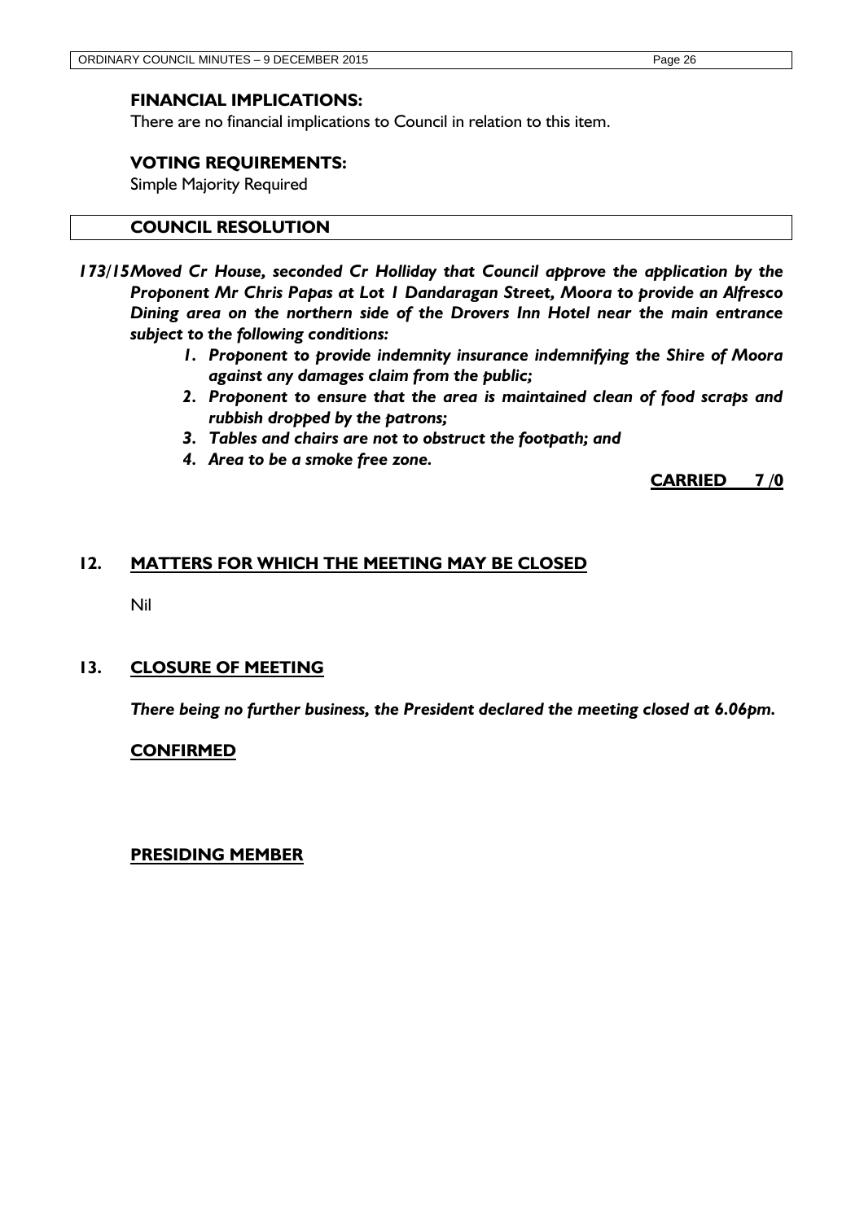**FINANCIAL IMPLICATIONS:**

There are no financial implications to Council in relation to this item.

**VOTING REQUIREMENTS:**

Simple Majority Required

**COUNCIL RESOLUTION**

***173/15 Moved Cr House, seconded Cr Holliday that Council approve the application by the Proponent Mr Chris Papas at Lot 1 Dandaragan Street, Moora to provide an Alfresco Dining area on the northern side of the Drovers Inn Hotel near the main entrance subject to the following conditions:***

1. ***Proponent to provide indemnity insurance indemnifying the Shire of Moora against any damages claim from the public;***
2. ***Proponent to ensure that the area is maintained clean of food scraps and rubbish dropped by the patrons;***
3. ***Tables and chairs are not to obstruct the footpath; and***
4. ***Area to be a smoke free zone.***

**CARRIED 7/0**

## 12. MATTERS FOR WHICH THE MEETING MAY BE CLOSED

Nil

## 13. CLOSURE OF MEETING

***There being no further business, the President declared the meeting closed at 6.06pm.***

**CONFIRMED**

**PRESIDING MEMBER**